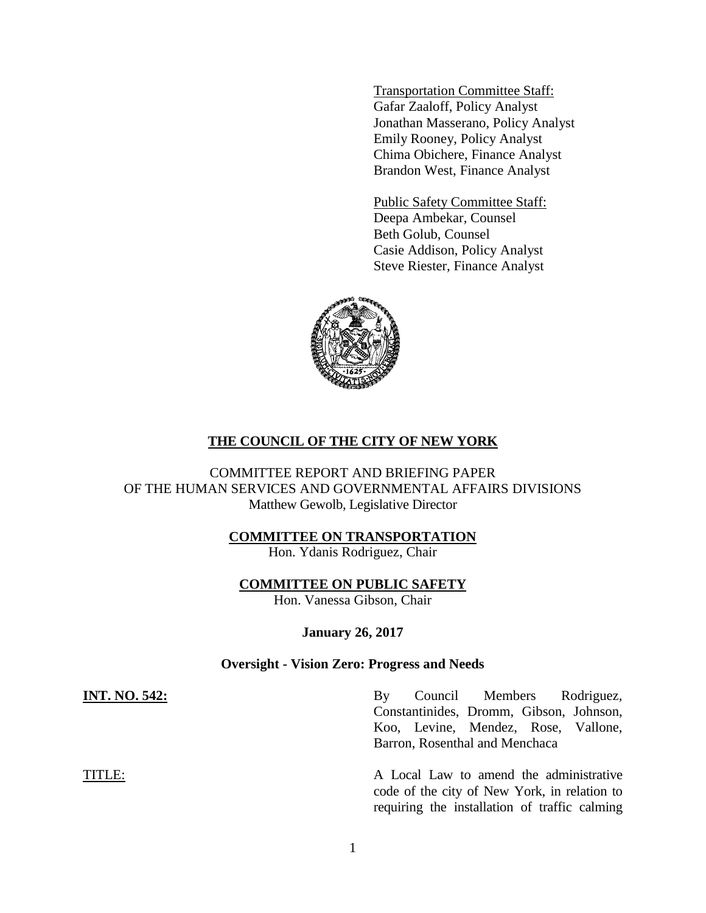Transportation Committee Staff:
Gafar Zaaloff, Policy Analyst
Jonathan Masserano, Policy Analyst
Emily Rooney, Policy Analyst
Chima Obichere, Finance Analyst
Brandon West, Finance Analyst

Public Safety Committee Staff:
Deepa Ambekar, Counsel
Beth Golub, Counsel
Casie Addison, Policy Analyst
Steve Riester, Finance Analyst

**THE COUNCIL OF THE CITY OF NEW YORK**

COMMITTEE REPORT AND BRIEFING PAPER
OF THE HUMAN SERVICES AND GOVERNMENTAL AFFAIRS DIVISIONS
Matthew Gewolb, Legislative Director

**COMMITTEE ON TRANSPORTATION**
Hon. Ydanis Rodriguez, Chair

**COMMITTEE ON PUBLIC SAFETY**
Hon. Vanessa Gibson, Chair

**January 26, 2017**

**Oversight - Vision Zero: Progress and Needs**

**INT. NO. 542:** By Council Members Rodriguez, Constantinides, Dromm, Gibson, Johnson, Koo, Levine, Mendez, Rose, Vallone, Barron, Rosenthal and Menchaca

TITLE: A Local Law to amend the administrative code of the city of New York, in relation to requiring the installation of traffic calming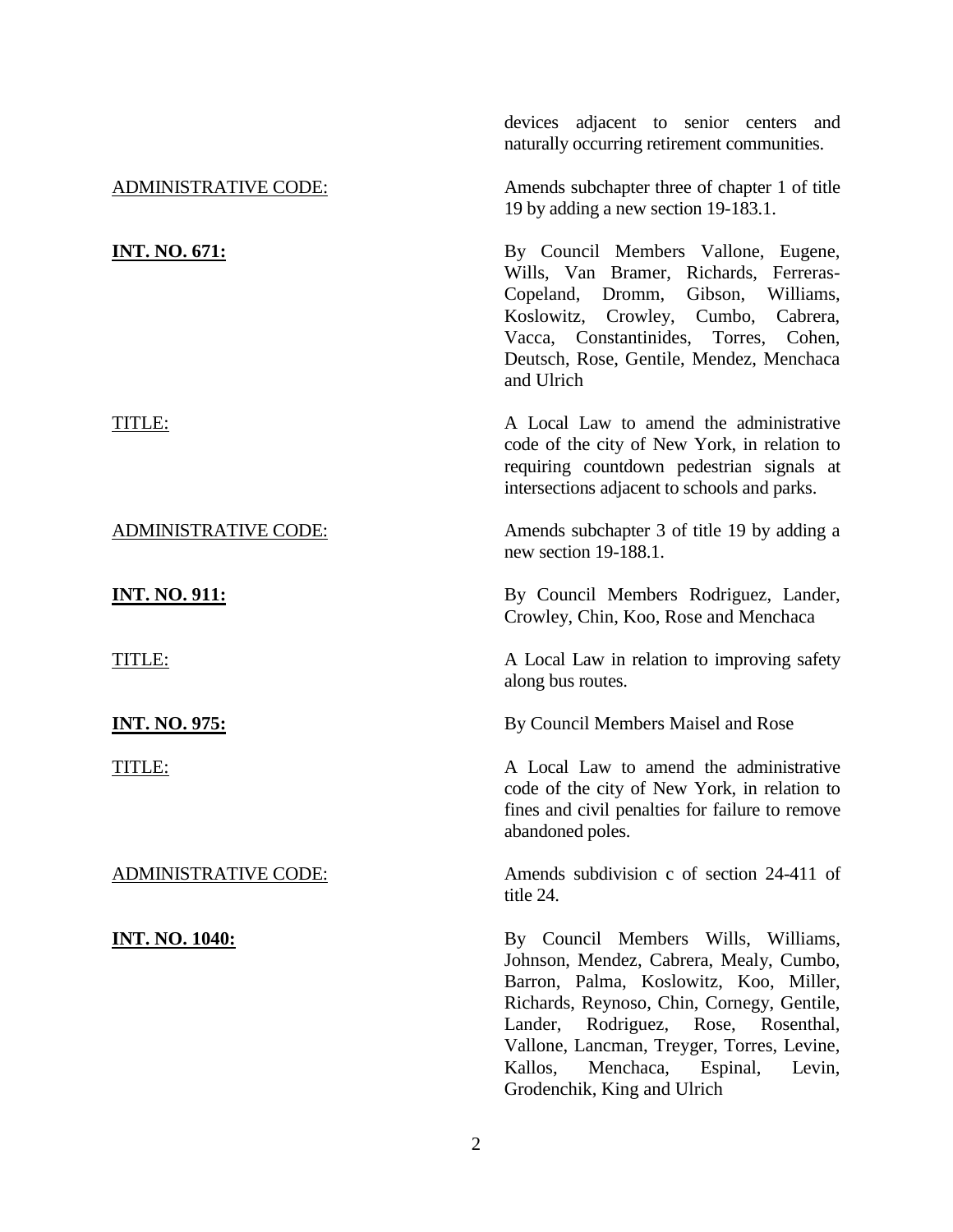devices adjacent to senior centers and naturally occurring retirement communities.

ADMINISTRATIVE CODE: Amends subchapter three of chapter 1 of title 19 by adding a new section 19-183.1.

**INT. NO. 671:** By Council Members Vallone, Eugene, Wills, Van Bramer, Richards, Ferreras-Copeland, Dromm, Gibson, Williams, Koslowitz, Crowley, Cumbo, Cabrera, Vacca, Constantinides, Torres, Cohen, Deutsch, Rose, Gentile, Mendez, Menchaca and Ulrich

TITLE: A Local Law to amend the administrative code of the city of New York, in relation to requiring countdown pedestrian signals at intersections adjacent to schools and parks.

ADMINISTRATIVE CODE: Amends subchapter 3 of title 19 by adding a new section 19-188.1.

**INT. NO. 911:** By Council Members Rodriguez, Lander, Crowley, Chin, Koo, Rose and Menchaca

TITLE: A Local Law in relation to improving safety along bus routes.

**INT. NO. 975:** By Council Members Maisel and Rose

TITLE: A Local Law to amend the administrative code of the city of New York, in relation to fines and civil penalties for failure to remove abandoned poles.

ADMINISTRATIVE CODE: Amends subdivision c of section 24-411 of title 24.

**INT. NO. 1040:** By Council Members Wills, Williams, Johnson, Mendez, Cabrera, Mealy, Cumbo, Barron, Palma, Koslowitz, Koo, Miller, Richards, Reynoso, Chin, Cornegy, Gentile, Lander, Rodriguez, Rose, Rosenthal, Vallone, Lancman, Treyger, Torres, Levine, Kallos, Menchaca, Espinal, Levin, Grodenchik, King and Ulrich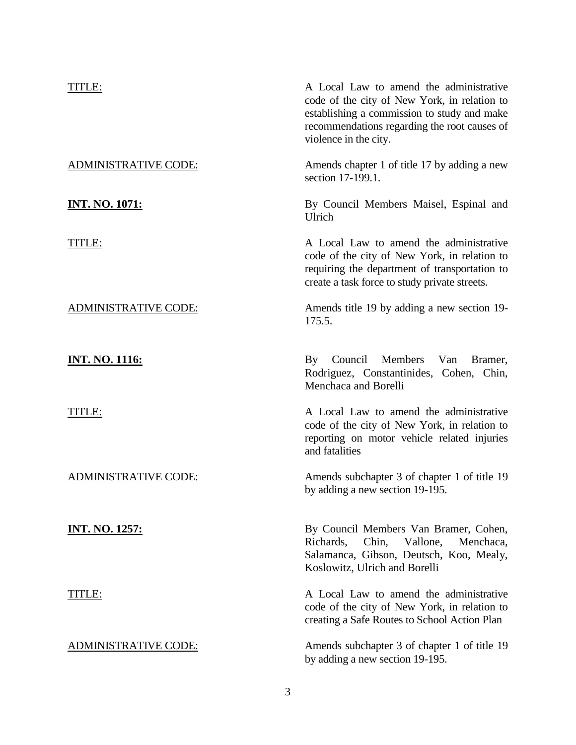TITLE: A Local Law to amend the administrative code of the city of New York, in relation to establishing a commission to study and make recommendations regarding the root causes of violence in the city.

ADMINISTRATIVE CODE: Amends chapter 1 of title 17 by adding a new section 17-199.1.

**INT. NO. 1071:** By Council Members Maisel, Espinal and Ulrich

TITLE: A Local Law to amend the administrative code of the city of New York, in relation to requiring the department of transportation to create a task force to study private streets.

ADMINISTRATIVE CODE: Amends title 19 by adding a new section 19-175.5.

**INT. NO. 1116:** By Council Members Van Bramer, Rodriguez, Constantinides, Cohen, Chin, Menchaca and Borelli

TITLE: A Local Law to amend the administrative code of the city of New York, in relation to reporting on motor vehicle related injuries and fatalities

ADMINISTRATIVE CODE: Amends subchapter 3 of chapter 1 of title 19 by adding a new section 19-195.

**INT. NO. 1257:** By Council Members Van Bramer, Cohen, Richards, Chin, Vallone, Menchaca, Salamanca, Gibson, Deutsch, Koo, Mealy, Koslowitz, Ulrich and Borelli

TITLE: A Local Law to amend the administrative code of the city of New York, in relation to creating a Safe Routes to School Action Plan

ADMINISTRATIVE CODE: Amends subchapter 3 of chapter 1 of title 19 by adding a new section 19-195.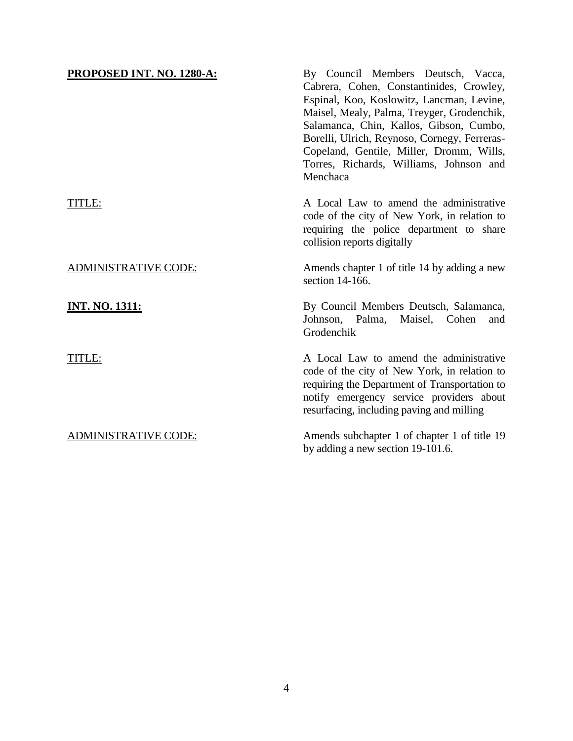**PROPOSED INT. NO. 1280-A:** By Council Members Deutsch, Vacca, Cabrera, Cohen, Constantinides, Crowley, Espinal, Koo, Koslowitz, Lancman, Levine, Maisel, Mealy, Palma, Treyger, Grodenchik, Salamanca, Chin, Kallos, Gibson, Cumbo, Borelli, Ulrich, Reynoso, Cornegy, Ferreras-Copeland, Gentile, Miller, Dromm, Wills, Torres, Richards, Williams, Johnson and Menchaca

TITLE: A Local Law to amend the administrative code of the city of New York, in relation to requiring the police department to share collision reports digitally

ADMINISTRATIVE CODE: Amends chapter 1 of title 14 by adding a new section 14-166.

**INT. NO. 1311:** By Council Members Deutsch, Salamanca, Johnson, Palma, Maisel, Cohen and Grodenchik

TITLE: A Local Law to amend the administrative code of the city of New York, in relation to requiring the Department of Transportation to notify emergency service providers about resurfacing, including paving and milling

ADMINISTRATIVE CODE: Amends subchapter 1 of chapter 1 of title 19 by adding a new section 19-101.6.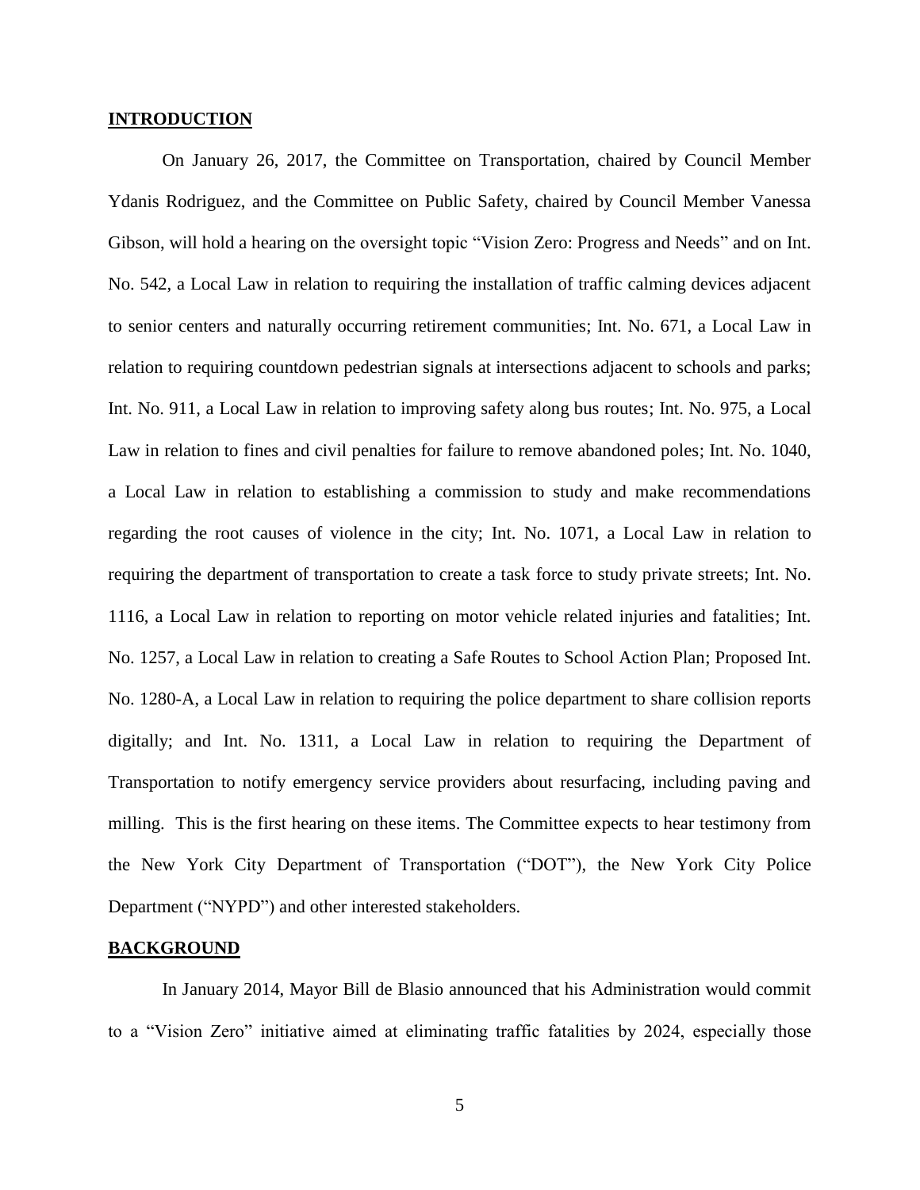## **INTRODUCTION**

On January 26, 2017, the Committee on Transportation, chaired by Council Member Ydanis Rodriguez, and the Committee on Public Safety, chaired by Council Member Vanessa Gibson, will hold a hearing on the oversight topic "Vision Zero: Progress and Needs" and on Int. No. 542, a Local Law in relation to requiring the installation of traffic calming devices adjacent to senior centers and naturally occurring retirement communities; Int. No. 671, a Local Law in relation to requiring countdown pedestrian signals at intersections adjacent to schools and parks; Int. No. 911, a Local Law in relation to improving safety along bus routes; Int. No. 975, a Local Law in relation to fines and civil penalties for failure to remove abandoned poles; Int. No. 1040, a Local Law in relation to establishing a commission to study and make recommendations regarding the root causes of violence in the city; Int. No. 1071, a Local Law in relation to requiring the department of transportation to create a task force to study private streets; Int. No. 1116, a Local Law in relation to reporting on motor vehicle related injuries and fatalities; Int. No. 1257, a Local Law in relation to creating a Safe Routes to School Action Plan; Proposed Int. No. 1280-A, a Local Law in relation to requiring the police department to share collision reports digitally; and Int. No. 1311, a Local Law in relation to requiring the Department of Transportation to notify emergency service providers about resurfacing, including paving and milling. This is the first hearing on these items. The Committee expects to hear testimony from the New York City Department of Transportation ("DOT"), the New York City Police Department ("NYPD") and other interested stakeholders.

## **BACKGROUND**

In January 2014, Mayor Bill de Blasio announced that his Administration would commit to a "Vision Zero" initiative aimed at eliminating traffic fatalities by 2024, especially those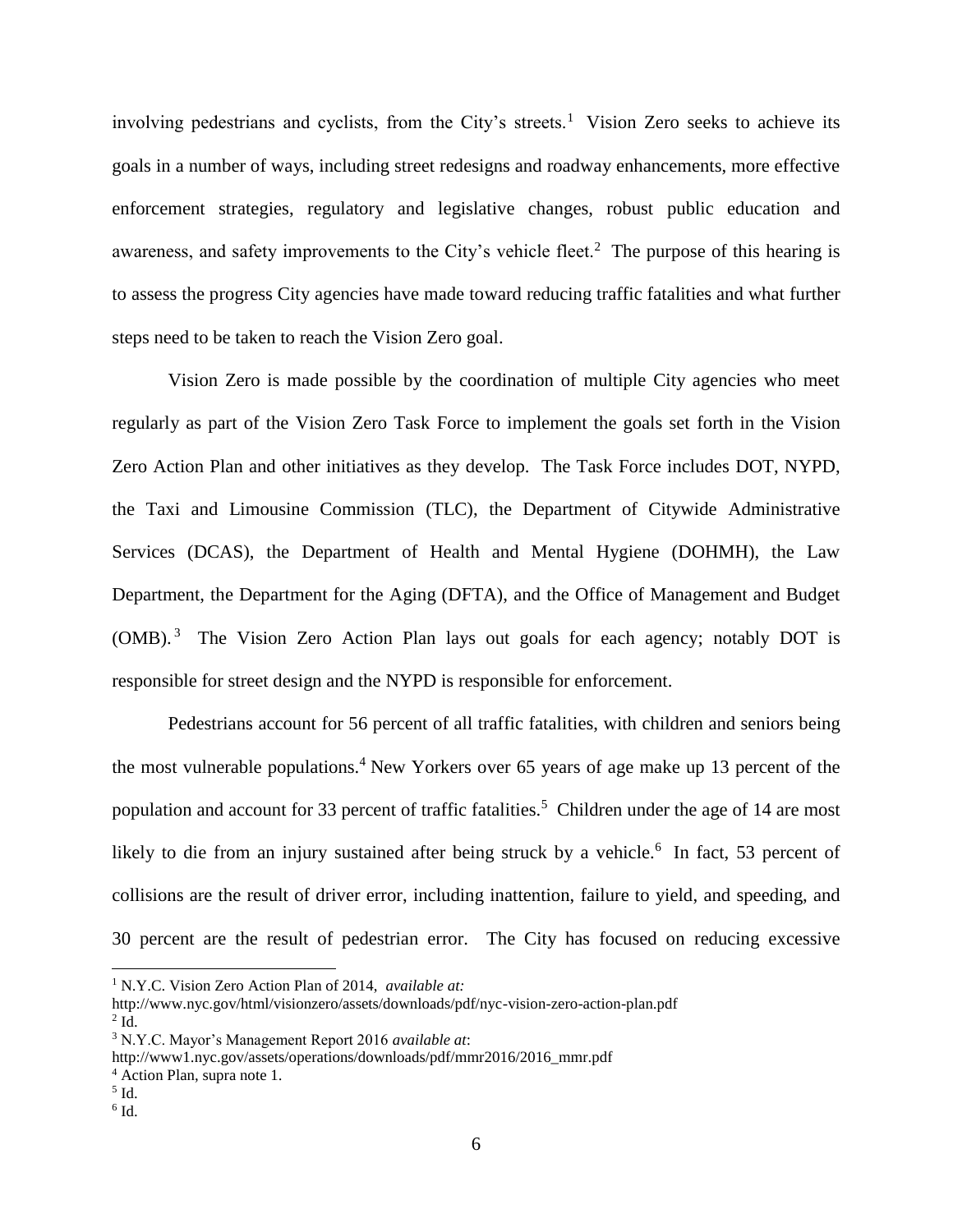involving pedestrians and cyclists, from the City's streets.[1] Vision Zero seeks to achieve its goals in a number of ways, including street redesigns and roadway enhancements, more effective enforcement strategies, regulatory and legislative changes, robust public education and awareness, and safety improvements to the City's vehicle fleet.[2] The purpose of this hearing is to assess the progress City agencies have made toward reducing traffic fatalities and what further steps need to be taken to reach the Vision Zero goal.

Vision Zero is made possible by the coordination of multiple City agencies who meet regularly as part of the Vision Zero Task Force to implement the goals set forth in the Vision Zero Action Plan and other initiatives as they develop. The Task Force includes DOT, NYPD, the Taxi and Limousine Commission (TLC), the Department of Citywide Administrative Services (DCAS), the Department of Health and Mental Hygiene (DOHMH), the Law Department, the Department for the Aging (DFTA), and the Office of Management and Budget (OMB).[3] The Vision Zero Action Plan lays out goals for each agency; notably DOT is responsible for street design and the NYPD is responsible for enforcement.

Pedestrians account for 56 percent of all traffic fatalities, with children and seniors being the most vulnerable populations.[4] New Yorkers over 65 years of age make up 13 percent of the population and account for 33 percent of traffic fatalities.[5] Children under the age of 14 are most likely to die from an injury sustained after being struck by a vehicle.[6] In fact, 53 percent of collisions are the result of driver error, including inattention, failure to yield, and speeding, and 30 percent are the result of pedestrian error. The City has focused on reducing excessive

---

[1] N.Y.C. Vision Zero Action Plan of 2014, *available at:* http://www.nyc.gov/html/visionzero/assets/downloads/pdf/nyc-vision-zero-action-plan.pdf

[2] Id.

[3] N.Y.C. Mayor's Management Report 2016 *available at*: http://www1.nyc.gov/assets/operations/downloads/pdf/mmr2016/2016_mmr.pdf

[4] Action Plan, supra note 1.

[5] Id.

[6] Id.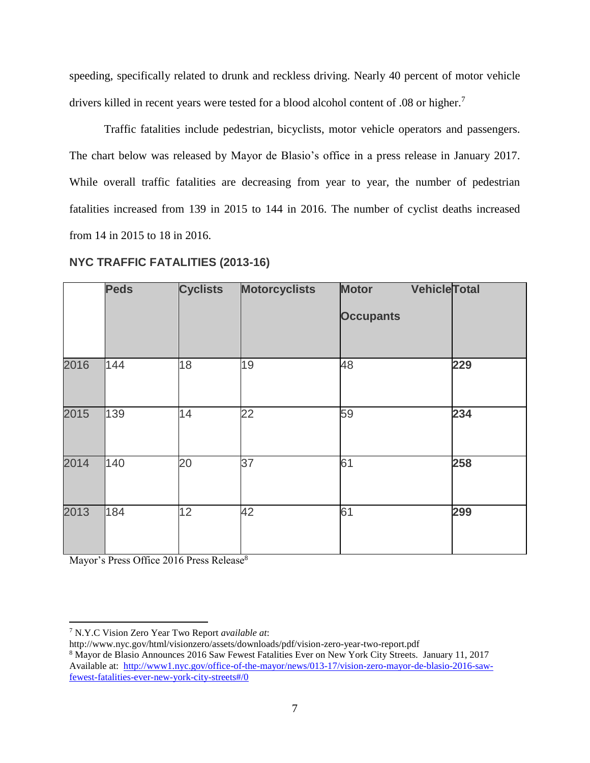speeding, specifically related to drunk and reckless driving. Nearly 40 percent of motor vehicle drivers killed in recent years were tested for a blood alcohol content of .08 or higher.[7]

Traffic fatalities include pedestrian, bicyclists, motor vehicle operators and passengers. The chart below was released by Mayor de Blasio's office in a press release in January 2017. While overall traffic fatalities are decreasing from year to year, the number of pedestrian fatalities increased from 139 in 2015 to 144 in 2016. The number of cyclist deaths increased from 14 in 2015 to 18 in 2016.

**NYC TRAFFIC FATALITIES (2013-16)**

| | **Peds** | **Cyclists** | **Motorcyclists** | **Motor Vehicle Occupants** | **Total** |
|---|---|---|---|---|---|
| 2016 | 144 | 18 | 19 | 48 | **229** |
| 2015 | 139 | 14 | 22 | 59 | **234** |
| 2014 | 140 | 20 | 37 | 61 | **258** |
| 2013 | 184 | 12 | 42 | 61 | **299** |

Mayor's Press Office 2016 Press Release[8]

---

[7] N.Y.C Vision Zero Year Two Report *available at*: http://www.nyc.gov/html/visionzero/assets/downloads/pdf/vision-zero-year-two-report.pdf

[8] Mayor de Blasio Announces 2016 Saw Fewest Fatalities Ever on New York City Streets. January 11, 2017 Available at: http://www1.nyc.gov/office-of-the-mayor/news/013-17/vision-zero-mayor-de-blasio-2016-saw-fewest-fatalities-ever-new-york-city-streets#/0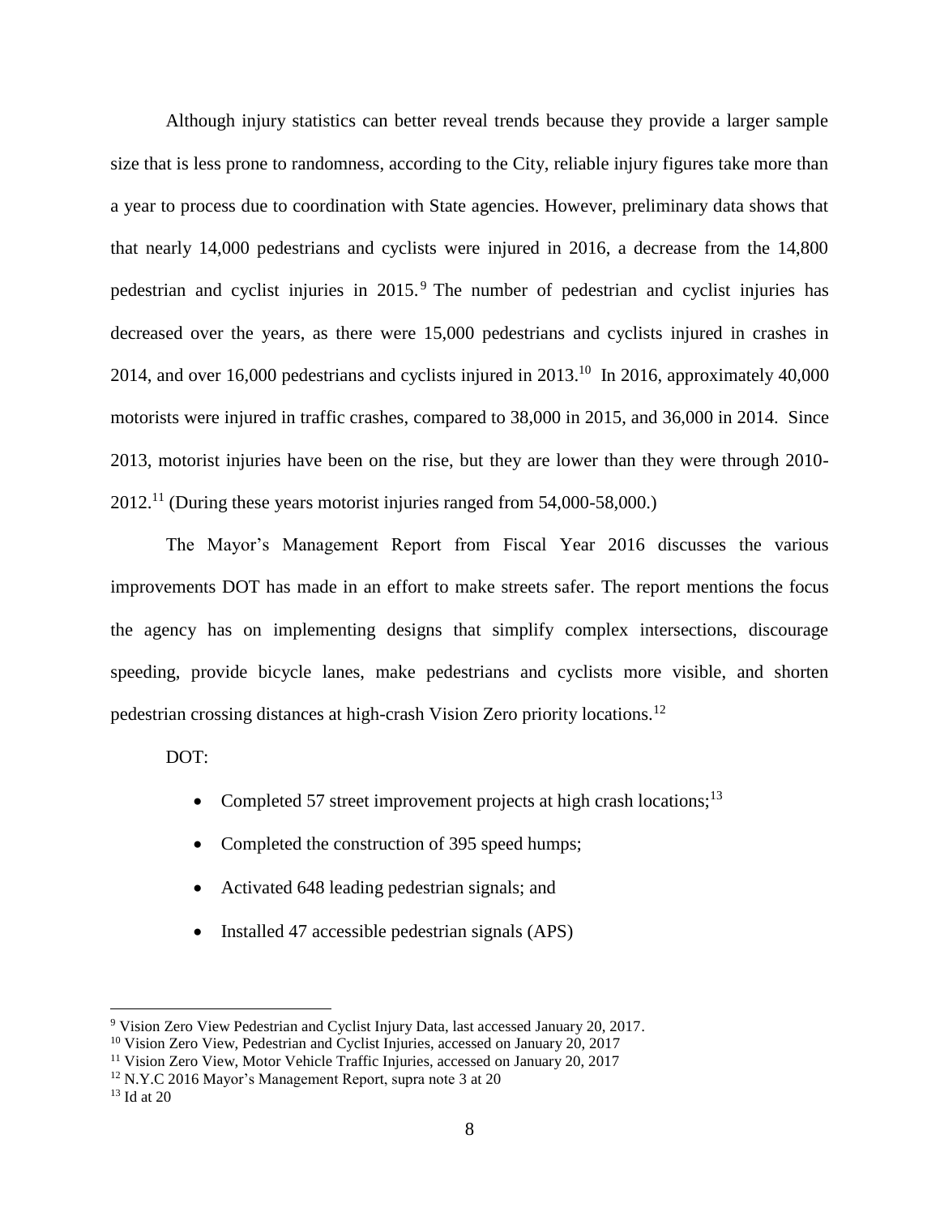Although injury statistics can better reveal trends because they provide a larger sample size that is less prone to randomness, according to the City, reliable injury figures take more than a year to process due to coordination with State agencies. However, preliminary data shows that that nearly 14,000 pedestrians and cyclists were injured in 2016, a decrease from the 14,800 pedestrian and cyclist injuries in 2015.[9] The number of pedestrian and cyclist injuries has decreased over the years, as there were 15,000 pedestrians and cyclists injured in crashes in 2014, and over 16,000 pedestrians and cyclists injured in 2013.[10] In 2016, approximately 40,000 motorists were injured in traffic crashes, compared to 38,000 in 2015, and 36,000 in 2014. Since 2013, motorist injuries have been on the rise, but they are lower than they were through 2010-2012.[11] (During these years motorist injuries ranged from 54,000-58,000.)

The Mayor's Management Report from Fiscal Year 2016 discusses the various improvements DOT has made in an effort to make streets safer. The report mentions the focus the agency has on implementing designs that simplify complex intersections, discourage speeding, provide bicycle lanes, make pedestrians and cyclists more visible, and shorten pedestrian crossing distances at high-crash Vision Zero priority locations.[12]

DOT:

- Completed 57 street improvement projects at high crash locations;[13]
- Completed the construction of 395 speed humps;
- Activated 648 leading pedestrian signals; and
- Installed 47 accessible pedestrian signals (APS)

---

[9] Vision Zero View Pedestrian and Cyclist Injury Data, last accessed January 20, 2017.

[10] Vision Zero View, Pedestrian and Cyclist Injuries, accessed on January 20, 2017

[11] Vision Zero View, Motor Vehicle Traffic Injuries, accessed on January 20, 2017

[12] N.Y.C 2016 Mayor's Management Report, supra note 3 at 20

[13] Id at 20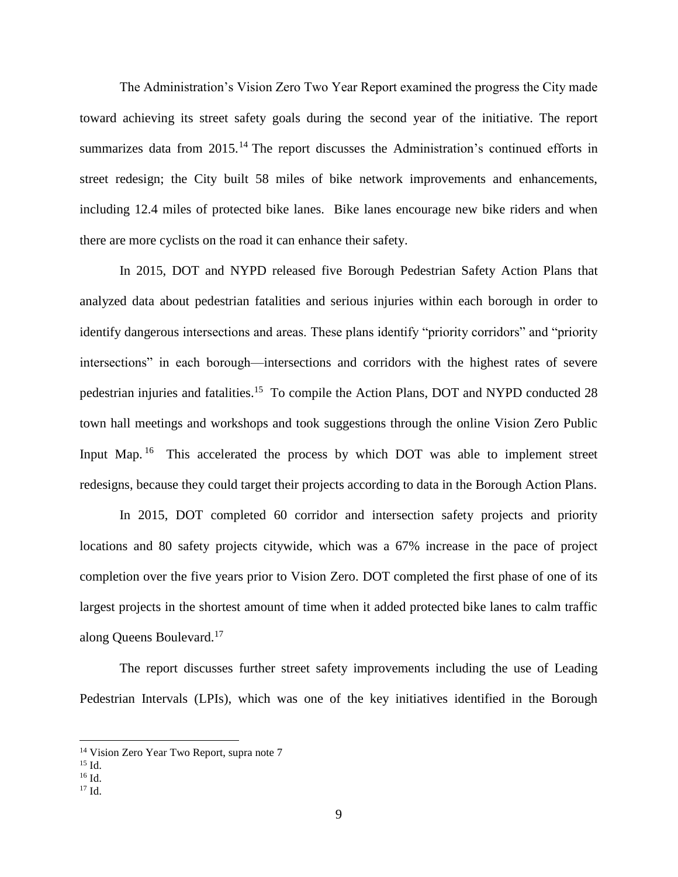The Administration's Vision Zero Two Year Report examined the progress the City made toward achieving its street safety goals during the second year of the initiative. The report summarizes data from 2015.[14] The report discusses the Administration's continued efforts in street redesign; the City built 58 miles of bike network improvements and enhancements, including 12.4 miles of protected bike lanes. Bike lanes encourage new bike riders and when there are more cyclists on the road it can enhance their safety.

In 2015, DOT and NYPD released five Borough Pedestrian Safety Action Plans that analyzed data about pedestrian fatalities and serious injuries within each borough in order to identify dangerous intersections and areas. These plans identify "priority corridors" and "priority intersections" in each borough—intersections and corridors with the highest rates of severe pedestrian injuries and fatalities.[15] To compile the Action Plans, DOT and NYPD conducted 28 town hall meetings and workshops and took suggestions through the online Vision Zero Public Input Map.[16] This accelerated the process by which DOT was able to implement street redesigns, because they could target their projects according to data in the Borough Action Plans.

In 2015, DOT completed 60 corridor and intersection safety projects and priority locations and 80 safety projects citywide, which was a 67% increase in the pace of project completion over the five years prior to Vision Zero. DOT completed the first phase of one of its largest projects in the shortest amount of time when it added protected bike lanes to calm traffic along Queens Boulevard.[17]

The report discusses further street safety improvements including the use of Leading Pedestrian Intervals (LPIs), which was one of the key initiatives identified in the Borough

---

[14] Vision Zero Year Two Report, supra note 7

[15] Id.

[16] Id.

[17] Id.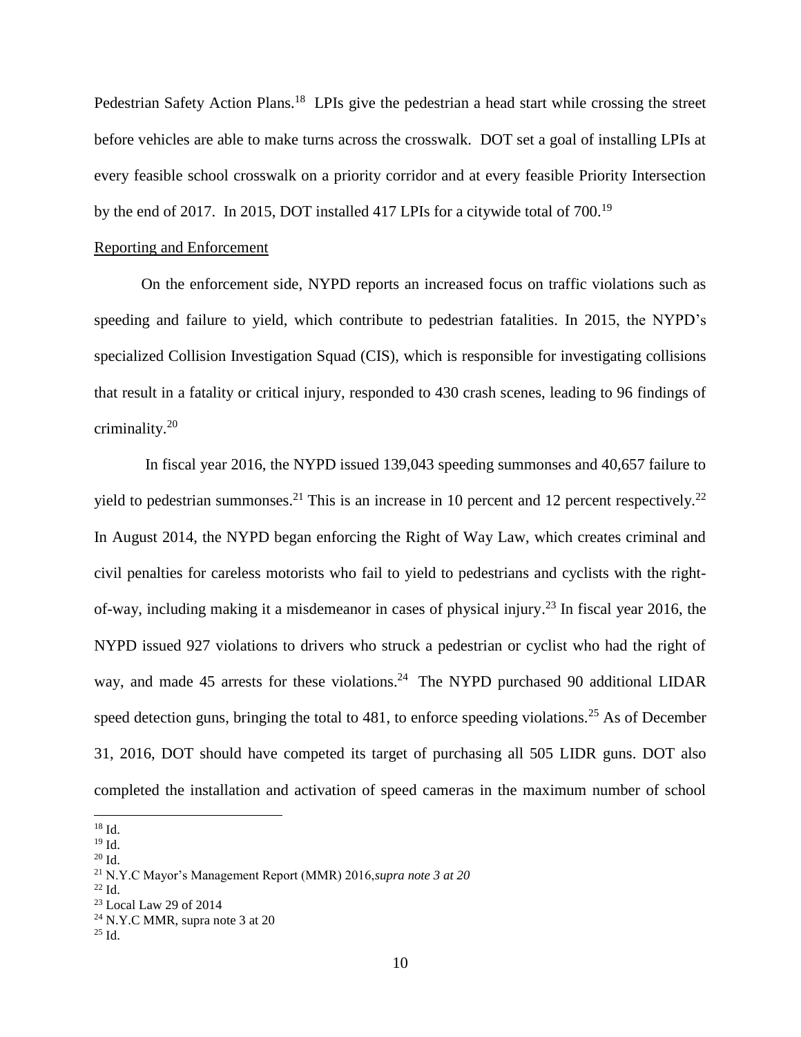Pedestrian Safety Action Plans.[18] LPIs give the pedestrian a head start while crossing the street before vehicles are able to make turns across the crosswalk. DOT set a goal of installing LPIs at every feasible school crosswalk on a priority corridor and at every feasible Priority Intersection by the end of 2017. In 2015, DOT installed 417 LPIs for a citywide total of 700.[19]

Reporting and Enforcement

On the enforcement side, NYPD reports an increased focus on traffic violations such as speeding and failure to yield, which contribute to pedestrian fatalities. In 2015, the NYPD's specialized Collision Investigation Squad (CIS), which is responsible for investigating collisions that result in a fatality or critical injury, responded to 430 crash scenes, leading to 96 findings of criminality.[20]

In fiscal year 2016, the NYPD issued 139,043 speeding summonses and 40,657 failure to yield to pedestrian summonses.[21] This is an increase in 10 percent and 12 percent respectively.[22] In August 2014, the NYPD began enforcing the Right of Way Law, which creates criminal and civil penalties for careless motorists who fail to yield to pedestrians and cyclists with the right-of-way, including making it a misdemeanor in cases of physical injury.[23] In fiscal year 2016, the NYPD issued 927 violations to drivers who struck a pedestrian or cyclist who had the right of way, and made 45 arrests for these violations.[24] The NYPD purchased 90 additional LIDAR speed detection guns, bringing the total to 481, to enforce speeding violations.[25] As of December 31, 2016, DOT should have competed its target of purchasing all 505 LIDR guns. DOT also completed the installation and activation of speed cameras in the maximum number of school

---

[18] Id.

[19] Id.

[20] Id.

[21] N.Y.C Mayor's Management Report (MMR) 2016,*supra note 3 at 20*

[22] Id.

[23] Local Law 29 of 2014

[24] N.Y.C MMR, supra note 3 at 20

[25] Id.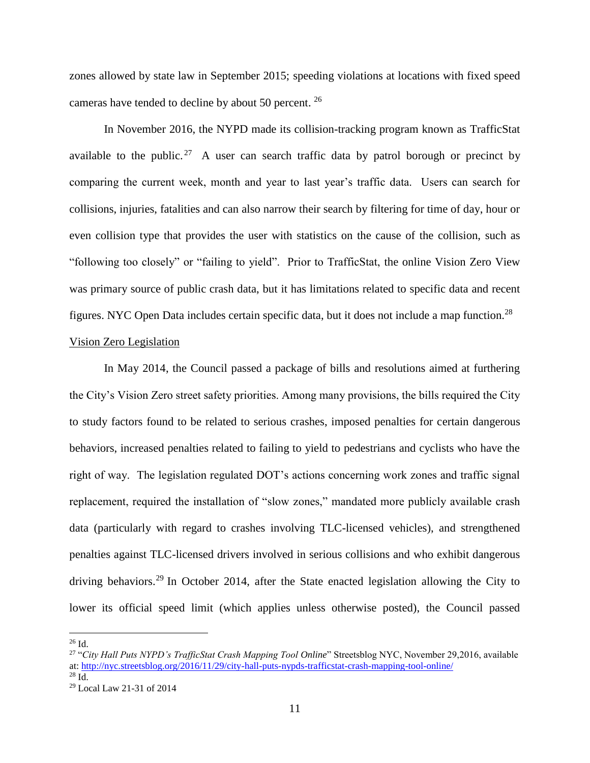zones allowed by state law in September 2015; speeding violations at locations with fixed speed cameras have tended to decline by about 50 percent. [26]

In November 2016, the NYPD made its collision-tracking program known as TrafficStat available to the public.[27] A user can search traffic data by patrol borough or precinct by comparing the current week, month and year to last year's traffic data. Users can search for collisions, injuries, fatalities and can also narrow their search by filtering for time of day, hour or even collision type that provides the user with statistics on the cause of the collision, such as "following too closely" or "failing to yield". Prior to TrafficStat, the online Vision Zero View was primary source of public crash data, but it has limitations related to specific data and recent figures. NYC Open Data includes certain specific data, but it does not include a map function.[28]

<u>Vision Zero Legislation</u>

In May 2014, the Council passed a package of bills and resolutions aimed at furthering the City's Vision Zero street safety priorities. Among many provisions, the bills required the City to study factors found to be related to serious crashes, imposed penalties for certain dangerous behaviors, increased penalties related to failing to yield to pedestrians and cyclists who have the right of way. The legislation regulated DOT's actions concerning work zones and traffic signal replacement, required the installation of "slow zones," mandated more publicly available crash data (particularly with regard to crashes involving TLC-licensed vehicles), and strengthened penalties against TLC-licensed drivers involved in serious collisions and who exhibit dangerous driving behaviors.[29] In October 2014, after the State enacted legislation allowing the City to lower its official speed limit (which applies unless otherwise posted), the Council passed

---

[26] Id.

[27] "*City Hall Puts NYPD's TrafficStat Crash Mapping Tool Online*" Streetsblog NYC, November 29,2016, available at: http://nyc.streetsblog.org/2016/11/29/city-hall-puts-nypds-trafficstat-crash-mapping-tool-online/

[28] Id.

[29] Local Law 21-31 of 2014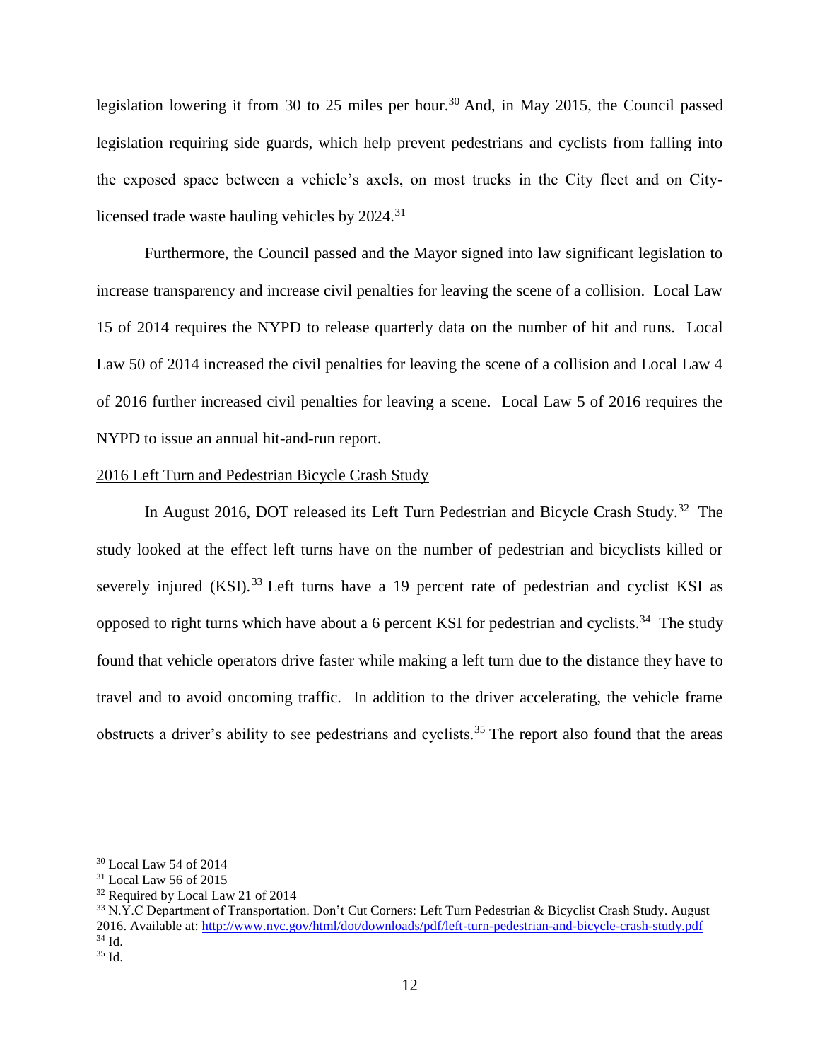legislation lowering it from 30 to 25 miles per hour.[30] And, in May 2015, the Council passed legislation requiring side guards, which help prevent pedestrians and cyclists from falling into the exposed space between a vehicle's axels, on most trucks in the City fleet and on City-licensed trade waste hauling vehicles by 2024.[31]

Furthermore, the Council passed and the Mayor signed into law significant legislation to increase transparency and increase civil penalties for leaving the scene of a collision. Local Law 15 of 2014 requires the NYPD to release quarterly data on the number of hit and runs. Local Law 50 of 2014 increased the civil penalties for leaving the scene of a collision and Local Law 4 of 2016 further increased civil penalties for leaving a scene. Local Law 5 of 2016 requires the NYPD to issue an annual hit-and-run report.

<u>2016 Left Turn and Pedestrian Bicycle Crash Study</u>

In August 2016, DOT released its Left Turn Pedestrian and Bicycle Crash Study.[32] The study looked at the effect left turns have on the number of pedestrian and bicyclists killed or severely injured (KSI).[33] Left turns have a 19 percent rate of pedestrian and cyclist KSI as opposed to right turns which have about a 6 percent KSI for pedestrian and cyclists.[34] The study found that vehicle operators drive faster while making a left turn due to the distance they have to travel and to avoid oncoming traffic. In addition to the driver accelerating, the vehicle frame obstructs a driver's ability to see pedestrians and cyclists.[35] The report also found that the areas

---

[30] Local Law 54 of 2014

[31] Local Law 56 of 2015

[32] Required by Local Law 21 of 2014

[33] N.Y.C Department of Transportation. Don't Cut Corners: Left Turn Pedestrian & Bicyclist Crash Study. August 2016. Available at: http://www.nyc.gov/html/dot/downloads/pdf/left-turn-pedestrian-and-bicycle-crash-study.pdf

[34] Id.

[35] Id.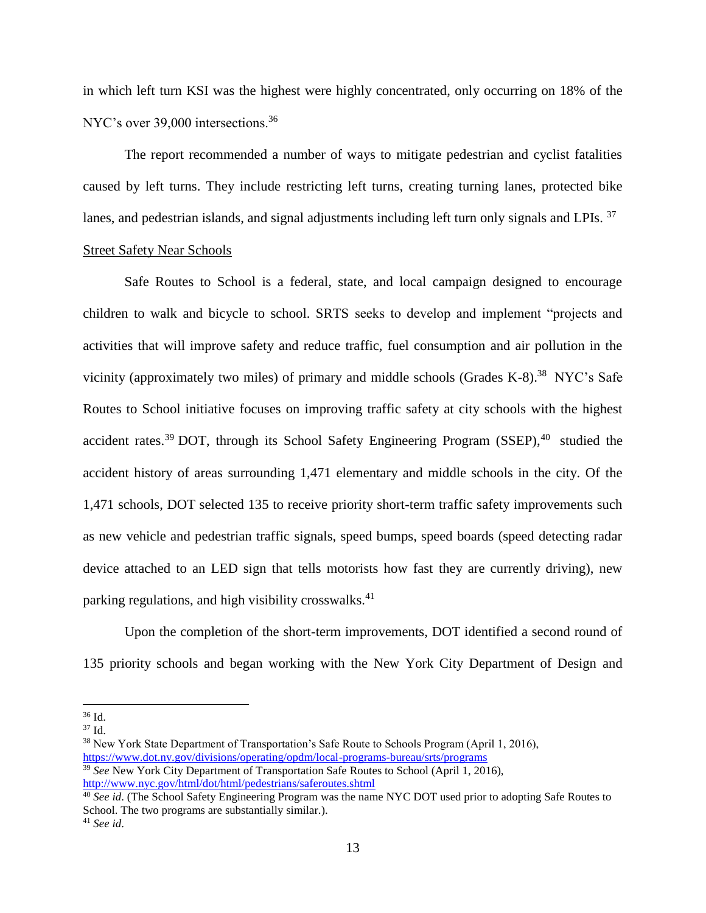in which left turn KSI was the highest were highly concentrated, only occurring on 18% of the NYC's over 39,000 intersections.[36]

The report recommended a number of ways to mitigate pedestrian and cyclist fatalities caused by left turns. They include restricting left turns, creating turning lanes, protected bike lanes, and pedestrian islands, and signal adjustments including left turn only signals and LPIs. [37]

Street Safety Near Schools

Safe Routes to School is a federal, state, and local campaign designed to encourage children to walk and bicycle to school. SRTS seeks to develop and implement "projects and activities that will improve safety and reduce traffic, fuel consumption and air pollution in the vicinity (approximately two miles) of primary and middle schools (Grades K-8).[38] NYC's Safe Routes to School initiative focuses on improving traffic safety at city schools with the highest accident rates.[39] DOT, through its School Safety Engineering Program (SSEP),[40] studied the accident history of areas surrounding 1,471 elementary and middle schools in the city. Of the 1,471 schools, DOT selected 135 to receive priority short-term traffic safety improvements such as new vehicle and pedestrian traffic signals, speed bumps, speed boards (speed detecting radar device attached to an LED sign that tells motorists how fast they are currently driving), new parking regulations, and high visibility crosswalks.[41]

Upon the completion of the short-term improvements, DOT identified a second round of 135 priority schools and began working with the New York City Department of Design and

---

[36] Id.

[37] Id.

[38] New York State Department of Transportation's Safe Route to Schools Program (April 1, 2016), https://www.dot.ny.gov/divisions/operating/opdm/local-programs-bureau/srts/programs

[39] *See* New York City Department of Transportation Safe Routes to School (April 1, 2016), http://www.nyc.gov/html/dot/html/pedestrians/saferoutes.shtml

[40] *See id*. (The School Safety Engineering Program was the name NYC DOT used prior to adopting Safe Routes to School. The two programs are substantially similar.).

[41] *See id*.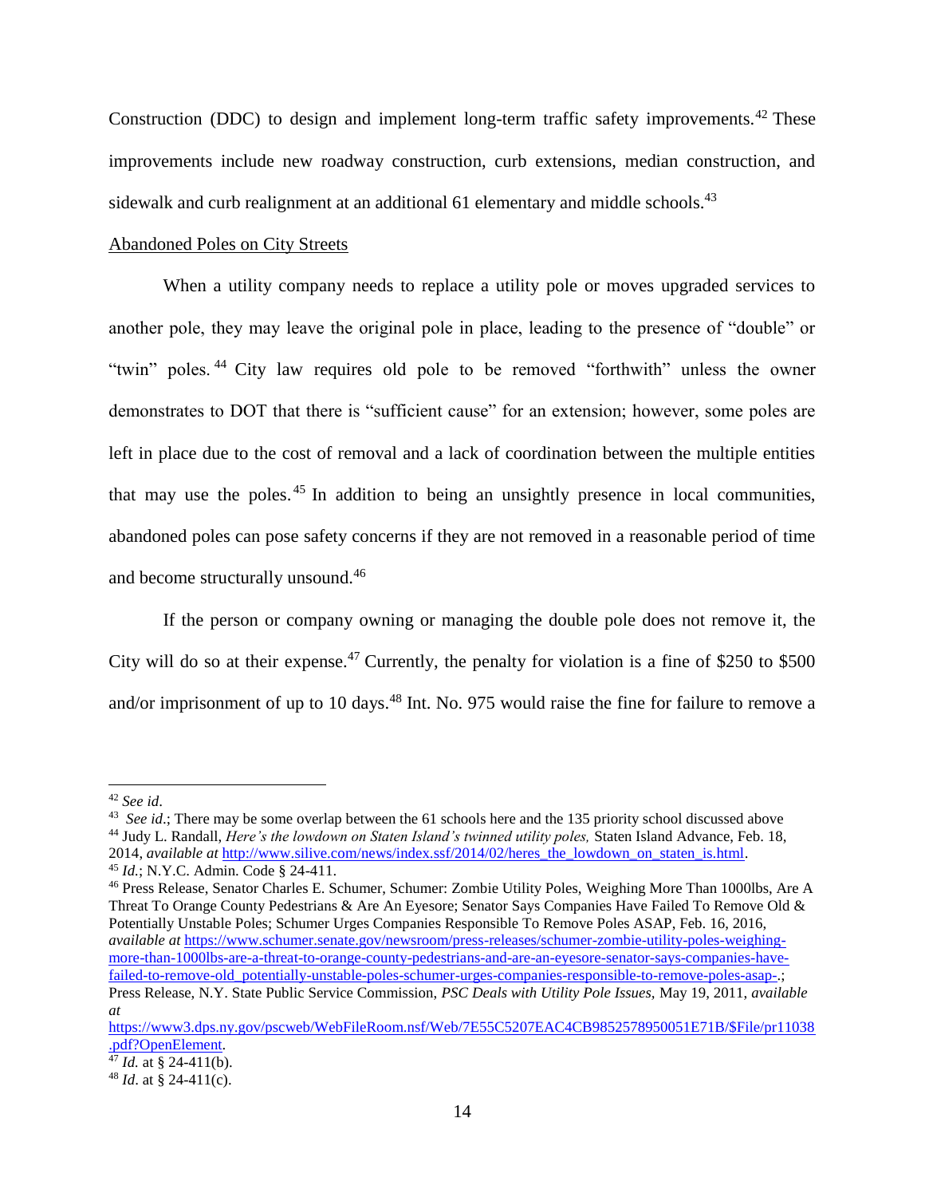Construction (DDC) to design and implement long-term traffic safety improvements.[42] These improvements include new roadway construction, curb extensions, median construction, and sidewalk and curb realignment at an additional 61 elementary and middle schools.[43]

<u>Abandoned Poles on City Streets</u>

When a utility company needs to replace a utility pole or moves upgraded services to another pole, they may leave the original pole in place, leading to the presence of "double" or "twin" poles.[44] City law requires old pole to be removed "forthwith" unless the owner demonstrates to DOT that there is "sufficient cause" for an extension; however, some poles are left in place due to the cost of removal and a lack of coordination between the multiple entities that may use the poles.[45] In addition to being an unsightly presence in local communities, abandoned poles can pose safety concerns if they are not removed in a reasonable period of time and become structurally unsound.[46]

If the person or company owning or managing the double pole does not remove it, the City will do so at their expense.[47] Currently, the penalty for violation is a fine of $250 to $500 and/or imprisonment of up to 10 days.[48] Int. No. 975 would raise the fine for failure to remove a

---

[42] *See id*.

[43] *See id*.; There may be some overlap between the 61 schools here and the 135 priority school discussed above

[44] Judy L. Randall, *Here's the lowdown on Staten Island's twinned utility poles,* Staten Island Advance, Feb. 18, 2014, *available at* http://www.silive.com/news/index.ssf/2014/02/heres_the_lowdown_on_staten_is.html.

[45] *Id*.; N.Y.C. Admin. Code § 24-411.

[46] Press Release, Senator Charles E. Schumer, Schumer: Zombie Utility Poles, Weighing More Than 1000lbs, Are A Threat To Orange County Pedestrians & Are An Eyesore; Senator Says Companies Have Failed To Remove Old & Potentially Unstable Poles; Schumer Urges Companies Responsible To Remove Poles ASAP, Feb. 16, 2016, *available at* https://www.schumer.senate.gov/newsroom/press-releases/schumer-zombie-utility-poles-weighing-more-than-1000lbs-are-a-threat-to-orange-county-pedestrians-and-are-an-eyesore-senator-says-companies-have-failed-to-remove-old_potentially-unstable-poles-schumer-urges-companies-responsible-to-remove-poles-asap-.; Press Release, N.Y. State Public Service Commission, *PSC Deals with Utility Pole Issues,* May 19, 2011, *available at* https://www3.dps.ny.gov/pscweb/WebFileRoom.nsf/Web/7E55C5207EAC4CB9852578950051E71B/$File/pr11038.pdf?OpenElement.

[47] *Id.* at § 24-411(b).

[48] *Id*. at § 24-411(c).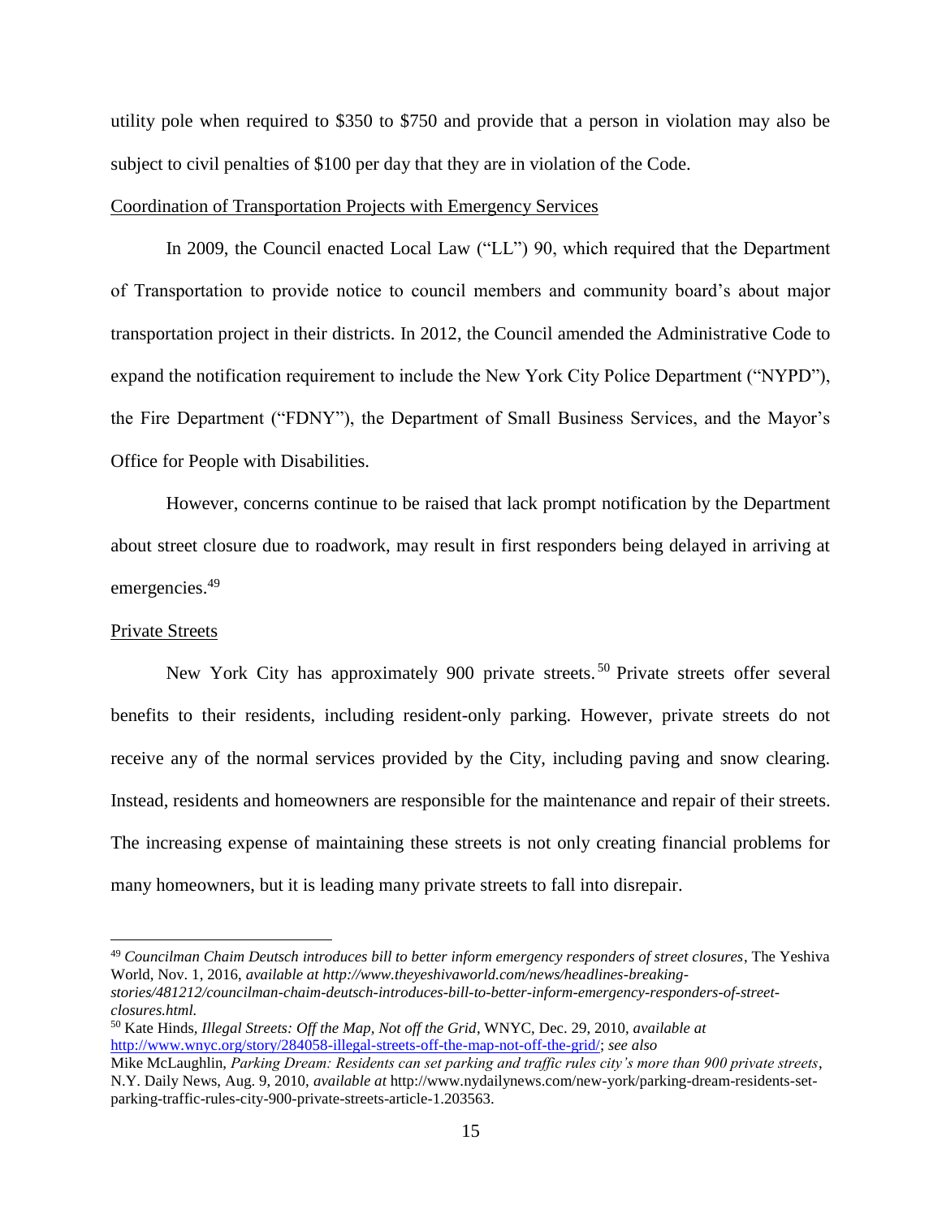utility pole when required to $350 to $750 and provide that a person in violation may also be subject to civil penalties of $100 per day that they are in violation of the Code.

Coordination of Transportation Projects with Emergency Services

In 2009, the Council enacted Local Law ("LL") 90, which required that the Department of Transportation to provide notice to council members and community board's about major transportation project in their districts. In 2012, the Council amended the Administrative Code to expand the notification requirement to include the New York City Police Department ("NYPD"), the Fire Department ("FDNY"), the Department of Small Business Services, and the Mayor's Office for People with Disabilities.

However, concerns continue to be raised that lack prompt notification by the Department about street closure due to roadwork, may result in first responders being delayed in arriving at emergencies.[49]

Private Streets

New York City has approximately 900 private streets.[50] Private streets offer several benefits to their residents, including resident-only parking. However, private streets do not receive any of the normal services provided by the City, including paving and snow clearing. Instead, residents and homeowners are responsible for the maintenance and repair of their streets. The increasing expense of maintaining these streets is not only creating financial problems for many homeowners, but it is leading many private streets to fall into disrepair.

---

[49] *Councilman Chaim Deutsch introduces bill to better inform emergency responders of street closures*, The Yeshiva World, Nov. 1, 2016, *available at http://www.theyeshivaworld.com/news/headlines-breaking-stories/481212/councilman-chaim-deutsch-introduces-bill-to-better-inform-emergency-responders-of-street-closures.html.*

[50] Kate Hinds, *Illegal Streets: Off the Map, Not off the Grid*, WNYC, Dec. 29, 2010, *available at* http://www.wnyc.org/story/284058-illegal-streets-off-the-map-not-off-the-grid/; *see also* Mike McLaughlin, *Parking Dream: Residents can set parking and traffic rules city's more than 900 private streets*, N.Y. Daily News, Aug. 9, 2010, *available at* http://www.nydailynews.com/new-york/parking-dream-residents-set-parking-traffic-rules-city-900-private-streets-article-1.203563.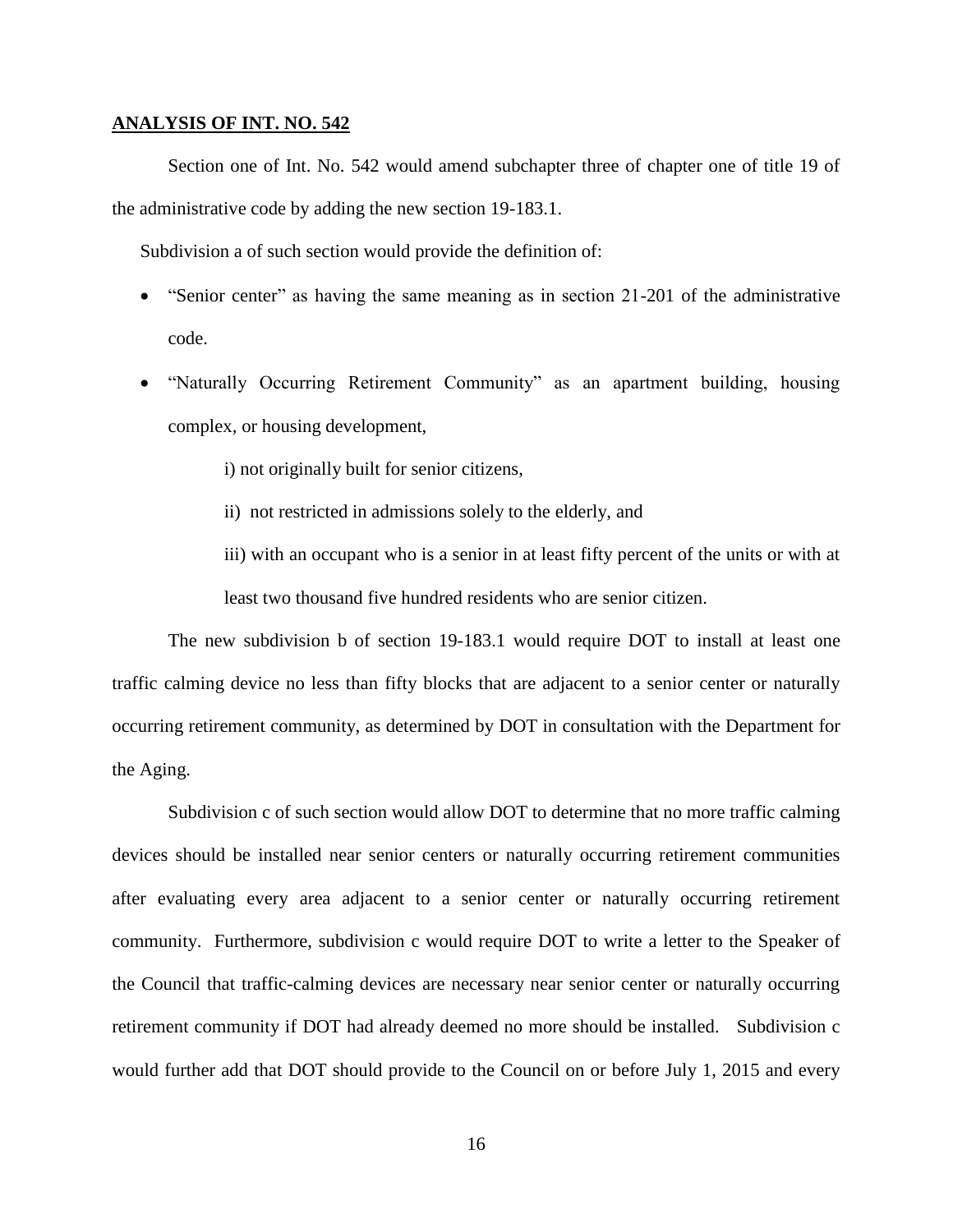**ANALYSIS OF INT. NO. 542**

Section one of Int. No. 542 would amend subchapter three of chapter one of title 19 of the administrative code by adding the new section 19-183.1.

Subdivision a of such section would provide the definition of:

- "Senior center" as having the same meaning as in section 21-201 of the administrative code.
- "Naturally Occurring Retirement Community" as an apartment building, housing complex, or housing development,

  i) not originally built for senior citizens,

  ii) not restricted in admissions solely to the elderly, and

  iii) with an occupant who is a senior in at least fifty percent of the units or with at least two thousand five hundred residents who are senior citizen.

The new subdivision b of section 19-183.1 would require DOT to install at least one traffic calming device no less than fifty blocks that are adjacent to a senior center or naturally occurring retirement community, as determined by DOT in consultation with the Department for the Aging.

Subdivision c of such section would allow DOT to determine that no more traffic calming devices should be installed near senior centers or naturally occurring retirement communities after evaluating every area adjacent to a senior center or naturally occurring retirement community. Furthermore, subdivision c would require DOT to write a letter to the Speaker of the Council that traffic-calming devices are necessary near senior center or naturally occurring retirement community if DOT had already deemed no more should be installed. Subdivision c would further add that DOT should provide to the Council on or before July 1, 2015 and every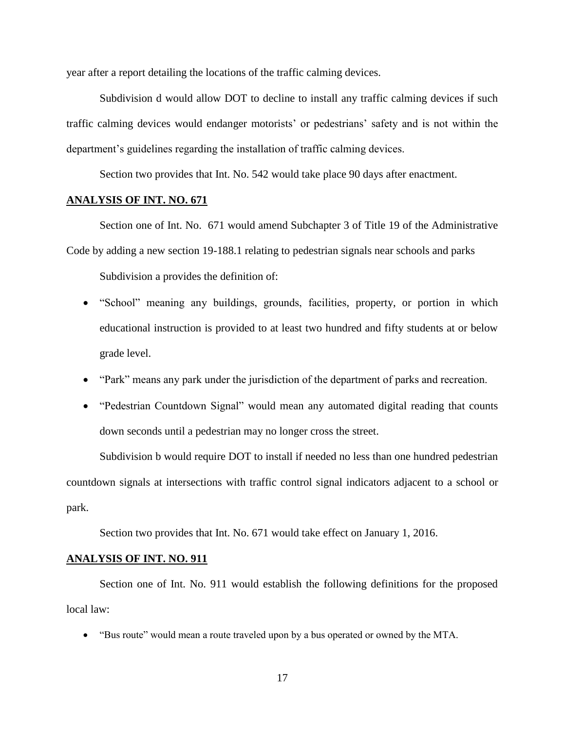year after a report detailing the locations of the traffic calming devices.

Subdivision d would allow DOT to decline to install any traffic calming devices if such traffic calming devices would endanger motorists' or pedestrians' safety and is not within the department's guidelines regarding the installation of traffic calming devices.

Section two provides that Int. No. 542 would take place 90 days after enactment.

**ANALYSIS OF INT. NO. 671**

Section one of Int. No. 671 would amend Subchapter 3 of Title 19 of the Administrative Code by adding a new section 19-188.1 relating to pedestrian signals near schools and parks

Subdivision a provides the definition of:

- "School" meaning any buildings, grounds, facilities, property, or portion in which educational instruction is provided to at least two hundred and fifty students at or below grade level.
- "Park" means any park under the jurisdiction of the department of parks and recreation.
- "Pedestrian Countdown Signal" would mean any automated digital reading that counts down seconds until a pedestrian may no longer cross the street.

Subdivision b would require DOT to install if needed no less than one hundred pedestrian countdown signals at intersections with traffic control signal indicators adjacent to a school or park.

Section two provides that Int. No. 671 would take effect on January 1, 2016.

**ANALYSIS OF INT. NO. 911**

Section one of Int. No. 911 would establish the following definitions for the proposed local law:

- "Bus route" would mean a route traveled upon by a bus operated or owned by the MTA.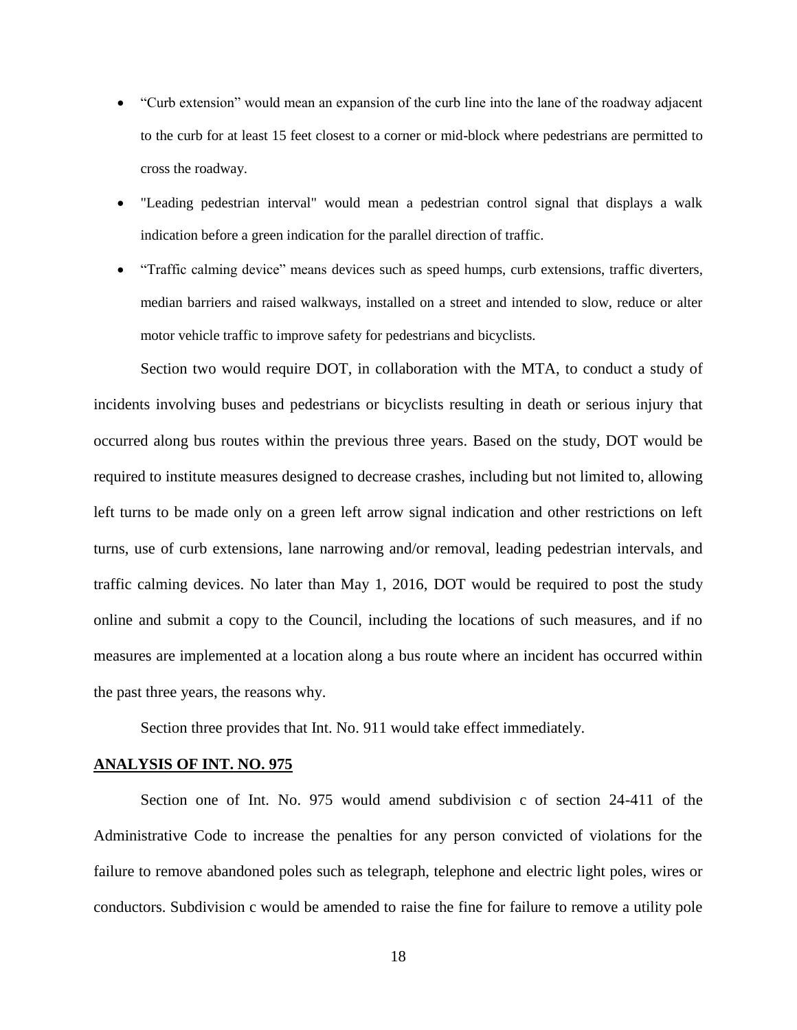- "Curb extension" would mean an expansion of the curb line into the lane of the roadway adjacent to the curb for at least 15 feet closest to a corner or mid-block where pedestrians are permitted to cross the roadway.
- "Leading pedestrian interval" would mean a pedestrian control signal that displays a walk indication before a green indication for the parallel direction of traffic.
- "Traffic calming device" means devices such as speed humps, curb extensions, traffic diverters, median barriers and raised walkways, installed on a street and intended to slow, reduce or alter motor vehicle traffic to improve safety for pedestrians and bicyclists.

Section two would require DOT, in collaboration with the MTA, to conduct a study of incidents involving buses and pedestrians or bicyclists resulting in death or serious injury that occurred along bus routes within the previous three years. Based on the study, DOT would be required to institute measures designed to decrease crashes, including but not limited to, allowing left turns to be made only on a green left arrow signal indication and other restrictions on left turns, use of curb extensions, lane narrowing and/or removal, leading pedestrian intervals, and traffic calming devices. No later than May 1, 2016, DOT would be required to post the study online and submit a copy to the Council, including the locations of such measures, and if no measures are implemented at a location along a bus route where an incident has occurred within the past three years, the reasons why.

Section three provides that Int. No. 911 would take effect immediately.

## ANALYSIS OF INT. NO. 975

Section one of Int. No. 975 would amend subdivision c of section 24-411 of the Administrative Code to increase the penalties for any person convicted of violations for the failure to remove abandoned poles such as telegraph, telephone and electric light poles, wires or conductors. Subdivision c would be amended to raise the fine for failure to remove a utility pole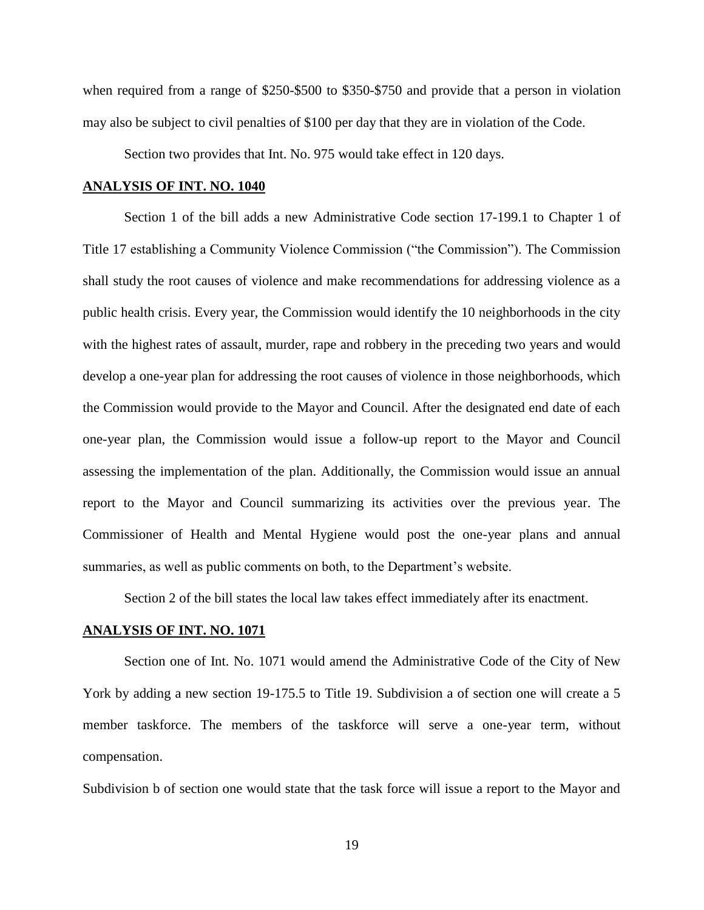when required from a range of $250-$500 to $350-$750 and provide that a person in violation may also be subject to civil penalties of $100 per day that they are in violation of the Code.

Section two provides that Int. No. 975 would take effect in 120 days.

**ANALYSIS OF INT. NO. 1040**

Section 1 of the bill adds a new Administrative Code section 17-199.1 to Chapter 1 of Title 17 establishing a Community Violence Commission ("the Commission"). The Commission shall study the root causes of violence and make recommendations for addressing violence as a public health crisis. Every year, the Commission would identify the 10 neighborhoods in the city with the highest rates of assault, murder, rape and robbery in the preceding two years and would develop a one-year plan for addressing the root causes of violence in those neighborhoods, which the Commission would provide to the Mayor and Council. After the designated end date of each one-year plan, the Commission would issue a follow-up report to the Mayor and Council assessing the implementation of the plan. Additionally, the Commission would issue an annual report to the Mayor and Council summarizing its activities over the previous year. The Commissioner of Health and Mental Hygiene would post the one-year plans and annual summaries, as well as public comments on both, to the Department's website.

Section 2 of the bill states the local law takes effect immediately after its enactment.

**ANALYSIS OF INT. NO. 1071**

Section one of Int. No. 1071 would amend the Administrative Code of the City of New York by adding a new section 19-175.5 to Title 19. Subdivision a of section one will create a 5 member taskforce. The members of the taskforce will serve a one-year term, without compensation.

Subdivision b of section one would state that the task force will issue a report to the Mayor and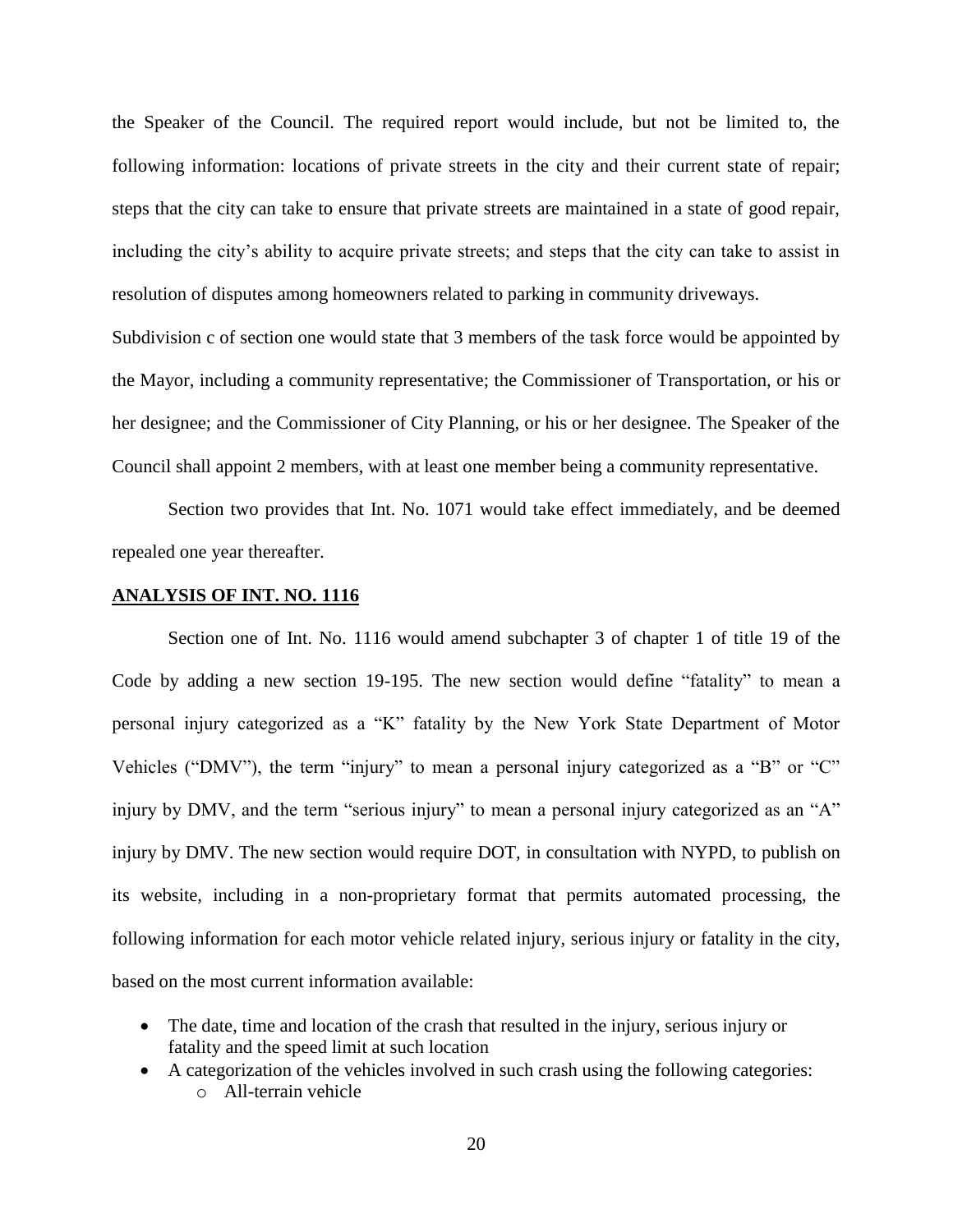the Speaker of the Council. The required report would include, but not be limited to, the following information: locations of private streets in the city and their current state of repair; steps that the city can take to ensure that private streets are maintained in a state of good repair, including the city's ability to acquire private streets; and steps that the city can take to assist in resolution of disputes among homeowners related to parking in community driveways.

Subdivision c of section one would state that 3 members of the task force would be appointed by the Mayor, including a community representative; the Commissioner of Transportation, or his or her designee; and the Commissioner of City Planning, or his or her designee. The Speaker of the Council shall appoint 2 members, with at least one member being a community representative.

Section two provides that Int. No. 1071 would take effect immediately, and be deemed repealed one year thereafter.

**ANALYSIS OF INT. NO. 1116**

Section one of Int. No. 1116 would amend subchapter 3 of chapter 1 of title 19 of the Code by adding a new section 19-195. The new section would define "fatality" to mean a personal injury categorized as a "K" fatality by the New York State Department of Motor Vehicles ("DMV"), the term "injury" to mean a personal injury categorized as a "B" or "C" injury by DMV, and the term "serious injury" to mean a personal injury categorized as an "A" injury by DMV. The new section would require DOT, in consultation with NYPD, to publish on its website, including in a non-proprietary format that permits automated processing, the following information for each motor vehicle related injury, serious injury or fatality in the city, based on the most current information available:

- The date, time and location of the crash that resulted in the injury, serious injury or fatality and the speed limit at such location
- A categorization of the vehicles involved in such crash using the following categories:
  - All-terrain vehicle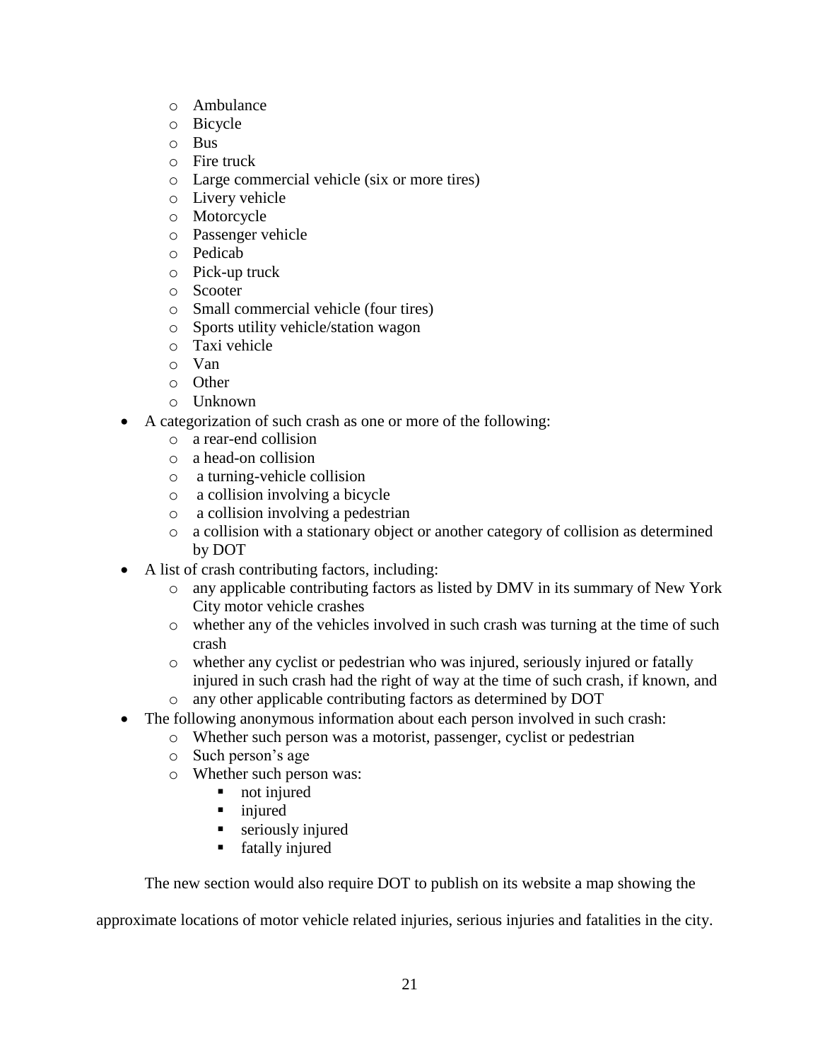- Ambulance
  - Bicycle
  - Bus
  - Fire truck
  - Large commercial vehicle (six or more tires)
  - Livery vehicle
  - Motorcycle
  - Passenger vehicle
  - Pedicab
  - Pick-up truck
  - Scooter
  - Small commercial vehicle (four tires)
  - Sports utility vehicle/station wagon
  - Taxi vehicle
  - Van
  - Other
  - Unknown
- A categorization of such crash as one or more of the following:
  - a rear-end collision
  - a head-on collision
  - a turning-vehicle collision
  - a collision involving a bicycle
  - a collision involving a pedestrian
  - a collision with a stationary object or another category of collision as determined by DOT
- A list of crash contributing factors, including:
  - any applicable contributing factors as listed by DMV in its summary of New York City motor vehicle crashes
  - whether any of the vehicles involved in such crash was turning at the time of such crash
  - whether any cyclist or pedestrian who was injured, seriously injured or fatally injured in such crash had the right of way at the time of such crash, if known, and
  - any other applicable contributing factors as determined by DOT
- The following anonymous information about each person involved in such crash:
  - Whether such person was a motorist, passenger, cyclist or pedestrian
  - Such person's age
  - Whether such person was:
    - not injured
    - injured
    - seriously injured
    - fatally injured

The new section would also require DOT to publish on its website a map showing the approximate locations of motor vehicle related injuries, serious injuries and fatalities in the city.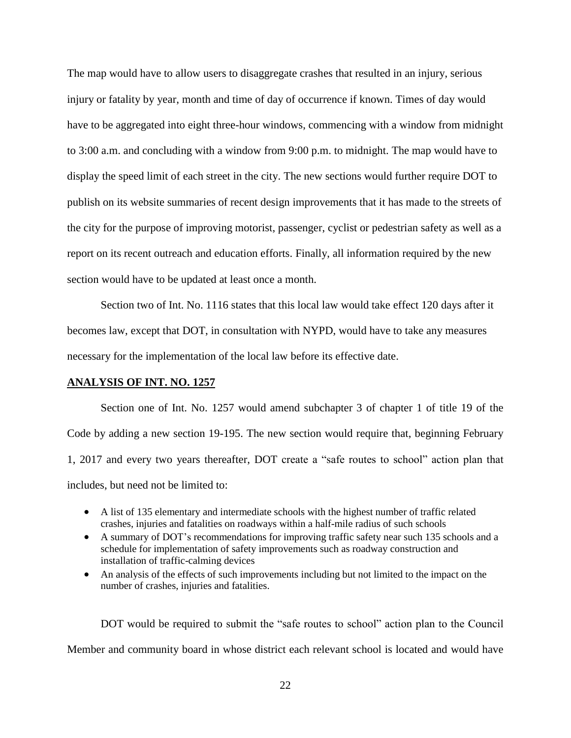The map would have to allow users to disaggregate crashes that resulted in an injury, serious injury or fatality by year, month and time of day of occurrence if known. Times of day would have to be aggregated into eight three-hour windows, commencing with a window from midnight to 3:00 a.m. and concluding with a window from 9:00 p.m. to midnight. The map would have to display the speed limit of each street in the city. The new sections would further require DOT to publish on its website summaries of recent design improvements that it has made to the streets of the city for the purpose of improving motorist, passenger, cyclist or pedestrian safety as well as a report on its recent outreach and education efforts. Finally, all information required by the new section would have to be updated at least once a month.

Section two of Int. No. 1116 states that this local law would take effect 120 days after it becomes law, except that DOT, in consultation with NYPD, would have to take any measures necessary for the implementation of the local law before its effective date.

**ANALYSIS OF INT. NO. 1257**

Section one of Int. No. 1257 would amend subchapter 3 of chapter 1 of title 19 of the Code by adding a new section 19-195. The new section would require that, beginning February 1, 2017 and every two years thereafter, DOT create a "safe routes to school" action plan that includes, but need not be limited to:

- A list of 135 elementary and intermediate schools with the highest number of traffic related crashes, injuries and fatalities on roadways within a half-mile radius of such schools
- A summary of DOT's recommendations for improving traffic safety near such 135 schools and a schedule for implementation of safety improvements such as roadway construction and installation of traffic-calming devices
- An analysis of the effects of such improvements including but not limited to the impact on the number of crashes, injuries and fatalities.

DOT would be required to submit the "safe routes to school" action plan to the Council Member and community board in whose district each relevant school is located and would have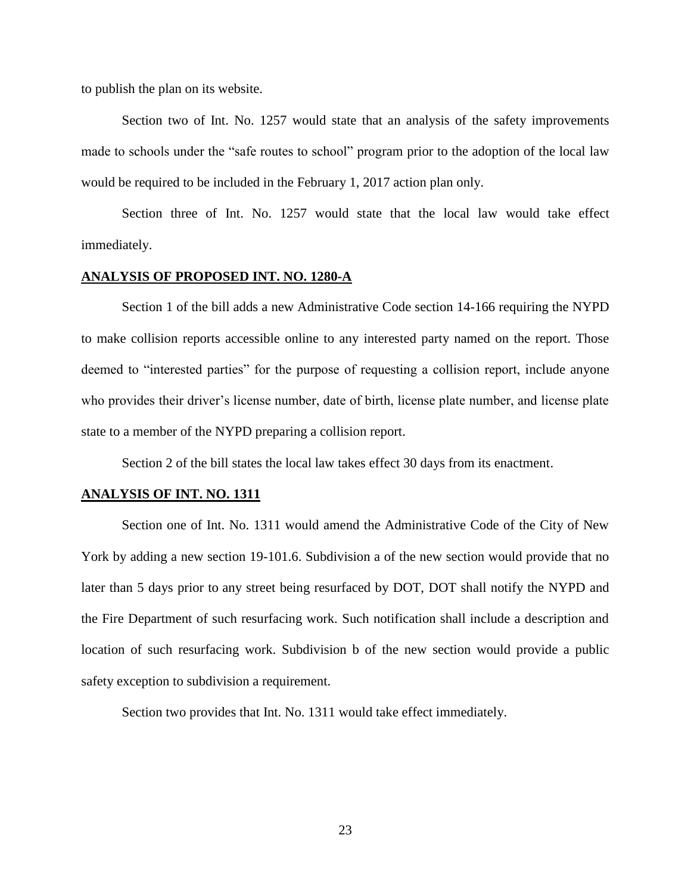to publish the plan on its website.

Section two of Int. No. 1257 would state that an analysis of the safety improvements made to schools under the "safe routes to school" program prior to the adoption of the local law would be required to be included in the February 1, 2017 action plan only.

Section three of Int. No. 1257 would state that the local law would take effect immediately.

**ANALYSIS OF PROPOSED INT. NO. 1280-A**

Section 1 of the bill adds a new Administrative Code section 14-166 requiring the NYPD to make collision reports accessible online to any interested party named on the report. Those deemed to "interested parties" for the purpose of requesting a collision report, include anyone who provides their driver's license number, date of birth, license plate number, and license plate state to a member of the NYPD preparing a collision report.

Section 2 of the bill states the local law takes effect 30 days from its enactment.

**ANALYSIS OF INT. NO. 1311**

Section one of Int. No. 1311 would amend the Administrative Code of the City of New York by adding a new section 19-101.6. Subdivision a of the new section would provide that no later than 5 days prior to any street being resurfaced by DOT, DOT shall notify the NYPD and the Fire Department of such resurfacing work. Such notification shall include a description and location of such resurfacing work. Subdivision b of the new section would provide a public safety exception to subdivision a requirement.

Section two provides that Int. No. 1311 would take effect immediately.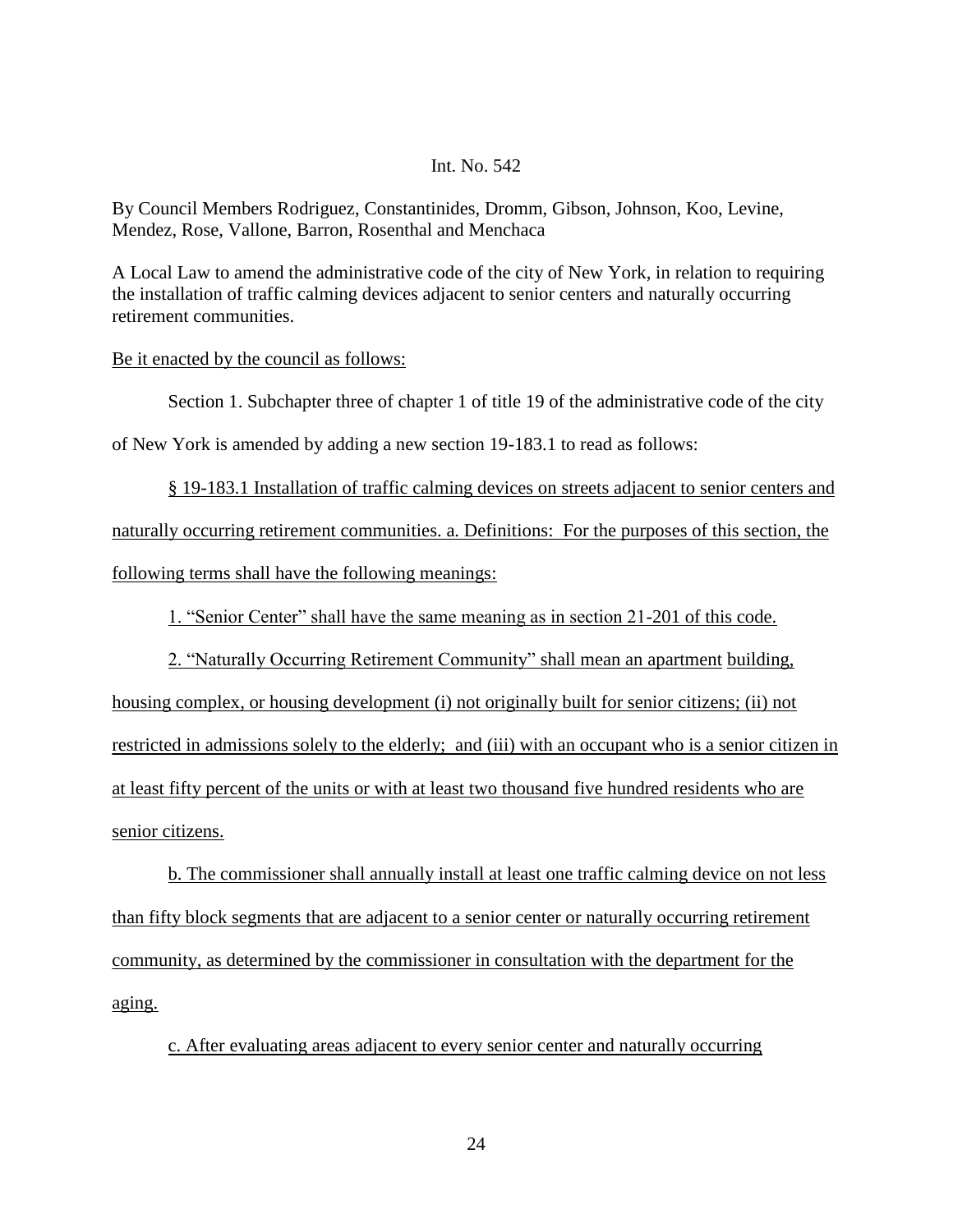Int. No. 542

By Council Members Rodriguez, Constantinides, Dromm, Gibson, Johnson, Koo, Levine, Mendez, Rose, Vallone, Barron, Rosenthal and Menchaca

A Local Law to amend the administrative code of the city of New York, in relation to requiring the installation of traffic calming devices adjacent to senior centers and naturally occurring retirement communities.

<u>Be it enacted by the council as follows:</u>

Section 1. Subchapter three of chapter 1 of title 19 of the administrative code of the city of New York is amended by adding a new section 19-183.1 to read as follows:

<u>§ 19-183.1 Installation of traffic calming devices on streets adjacent to senior centers and naturally occurring retirement communities. a. Definitions: For the purposes of this section, the following terms shall have the following meanings:</u>

<u>1. "Senior Center" shall have the same meaning as in section 21-201 of this code.</u>

<u>2. "Naturally Occurring Retirement Community" shall mean an apartment building, housing complex, or housing development (i) not originally built for senior citizens; (ii) not restricted in admissions solely to the elderly; and (iii) with an occupant who is a senior citizen in at least fifty percent of the units or with at least two thousand five hundred residents who are senior citizens.</u>

<u>b. The commissioner shall annually install at least one traffic calming device on not less than fifty block segments that are adjacent to a senior center or naturally occurring retirement community, as determined by the commissioner in consultation with the department for the aging.</u>

<u>c. After evaluating areas adjacent to every senior center and naturally occurring</u>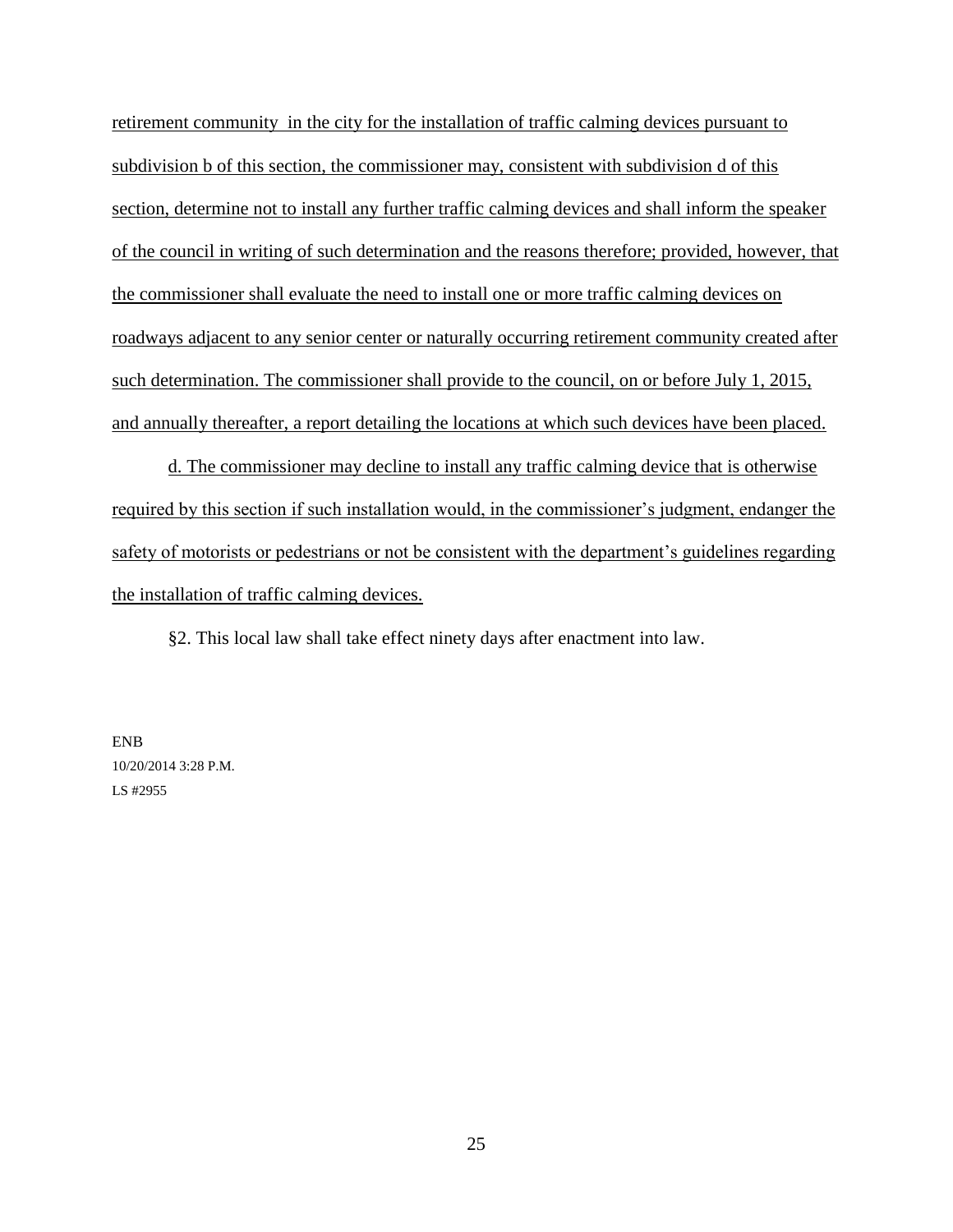retirement community in the city for the installation of traffic calming devices pursuant to subdivision b of this section, the commissioner may, consistent with subdivision d of this section, determine not to install any further traffic calming devices and shall inform the speaker of the council in writing of such determination and the reasons therefore; provided, however, that the commissioner shall evaluate the need to install one or more traffic calming devices on roadways adjacent to any senior center or naturally occurring retirement community created after such determination. The commissioner shall provide to the council, on or before July 1, 2015, and annually thereafter, a report detailing the locations at which such devices have been placed.

d. The commissioner may decline to install any traffic calming device that is otherwise required by this section if such installation would, in the commissioner's judgment, endanger the safety of motorists or pedestrians or not be consistent with the department's guidelines regarding the installation of traffic calming devices.

§2. This local law shall take effect ninety days after enactment into law.

ENB
10/20/2014 3:28 P.M.
LS #2955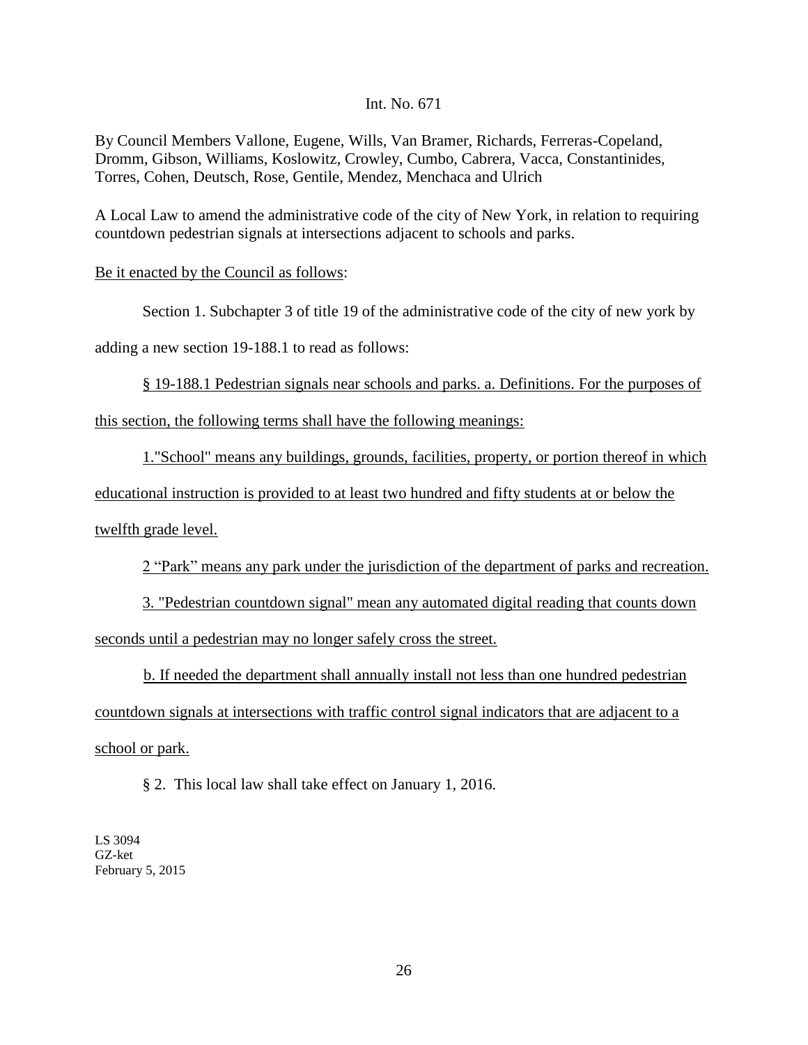Int. No. 671

By Council Members Vallone, Eugene, Wills, Van Bramer, Richards, Ferreras-Copeland, Dromm, Gibson, Williams, Koslowitz, Crowley, Cumbo, Cabrera, Vacca, Constantinides, Torres, Cohen, Deutsch, Rose, Gentile, Mendez, Menchaca and Ulrich

A Local Law to amend the administrative code of the city of New York, in relation to requiring countdown pedestrian signals at intersections adjacent to schools and parks.

Be it enacted by the Council as follows:

Section 1. Subchapter 3 of title 19 of the administrative code of the city of new york by adding a new section 19-188.1 to read as follows:

§ 19-188.1 Pedestrian signals near schools and parks. a. Definitions. For the purposes of this section, the following terms shall have the following meanings:

1."School" means any buildings, grounds, facilities, property, or portion thereof in which educational instruction is provided to at least two hundred and fifty students at or below the twelfth grade level.

2 "Park" means any park under the jurisdiction of the department of parks and recreation.

3. "Pedestrian countdown signal" mean any automated digital reading that counts down seconds until a pedestrian may no longer safely cross the street.

b. If needed the department shall annually install not less than one hundred pedestrian countdown signals at intersections with traffic control signal indicators that are adjacent to a school or park.

§ 2. This local law shall take effect on January 1, 2016.

LS 3094
GZ-ket
February 5, 2015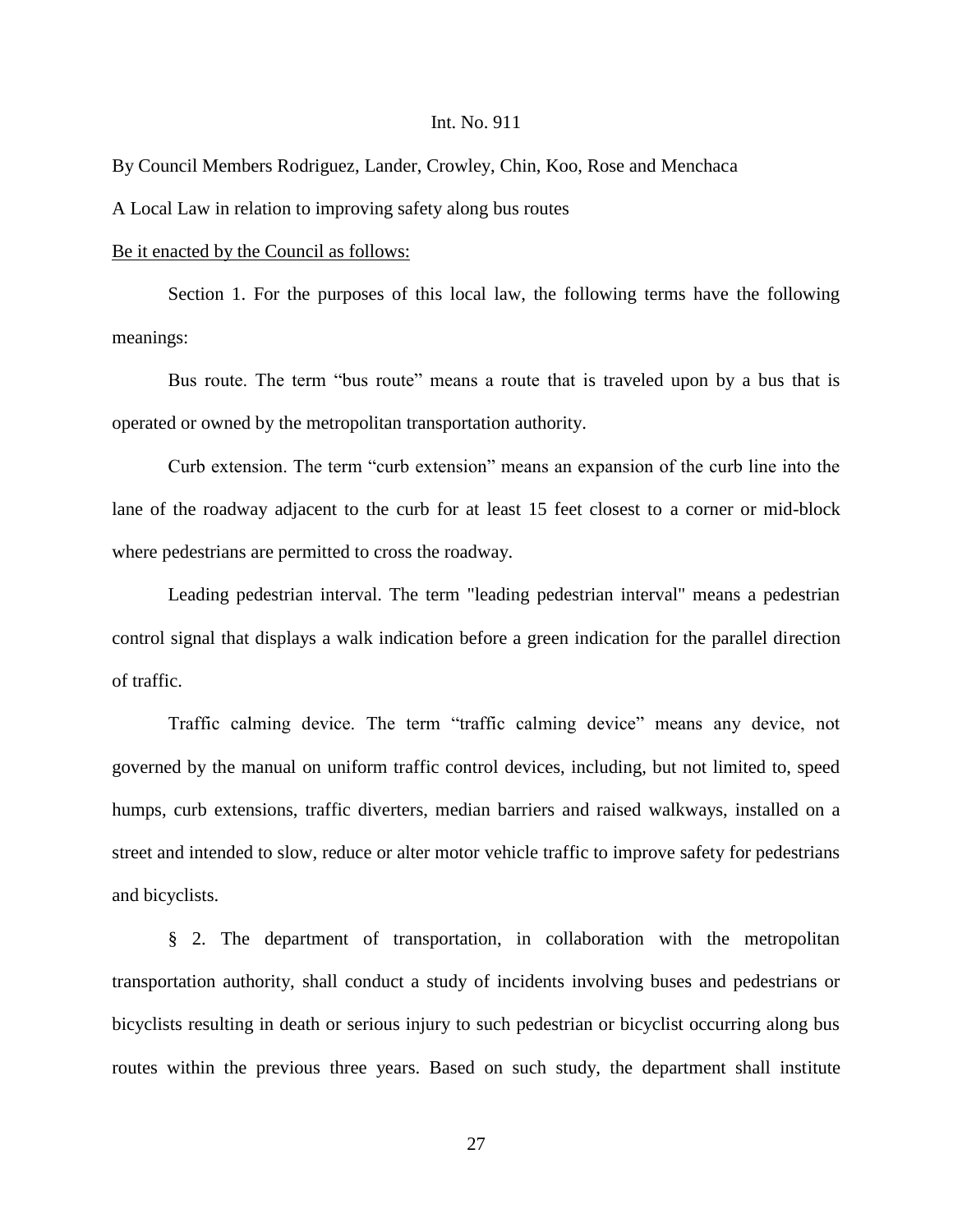Int. No. 911

By Council Members Rodriguez, Lander, Crowley, Chin, Koo, Rose and Menchaca

A Local Law in relation to improving safety along bus routes

Be it enacted by the Council as follows:

Section 1. For the purposes of this local law, the following terms have the following meanings:

Bus route. The term "bus route" means a route that is traveled upon by a bus that is operated or owned by the metropolitan transportation authority.

Curb extension. The term "curb extension" means an expansion of the curb line into the lane of the roadway adjacent to the curb for at least 15 feet closest to a corner or mid-block where pedestrians are permitted to cross the roadway.

Leading pedestrian interval. The term "leading pedestrian interval" means a pedestrian control signal that displays a walk indication before a green indication for the parallel direction of traffic.

Traffic calming device. The term "traffic calming device" means any device, not governed by the manual on uniform traffic control devices, including, but not limited to, speed humps, curb extensions, traffic diverters, median barriers and raised walkways, installed on a street and intended to slow, reduce or alter motor vehicle traffic to improve safety for pedestrians and bicyclists.

§ 2. The department of transportation, in collaboration with the metropolitan transportation authority, shall conduct a study of incidents involving buses and pedestrians or bicyclists resulting in death or serious injury to such pedestrian or bicyclist occurring along bus routes within the previous three years. Based on such study, the department shall institute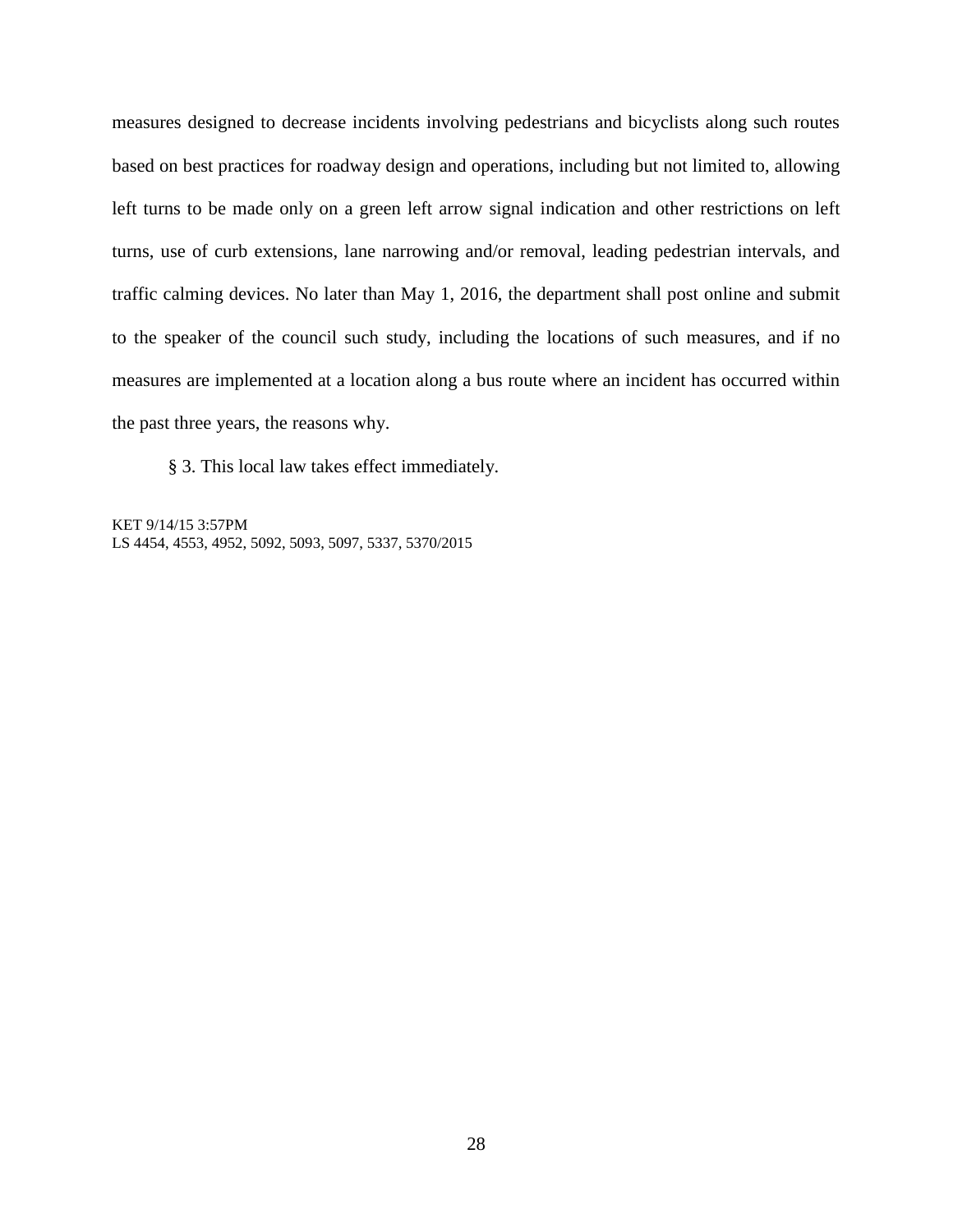measures designed to decrease incidents involving pedestrians and bicyclists along such routes based on best practices for roadway design and operations, including but not limited to, allowing left turns to be made only on a green left arrow signal indication and other restrictions on left turns, use of curb extensions, lane narrowing and/or removal, leading pedestrian intervals, and traffic calming devices. No later than May 1, 2016, the department shall post online and submit to the speaker of the council such study, including the locations of such measures, and if no measures are implemented at a location along a bus route where an incident has occurred within the past three years, the reasons why.

§ 3. This local law takes effect immediately.

KET 9/14/15 3:57PM
LS 4454, 4553, 4952, 5092, 5093, 5097, 5337, 5370/2015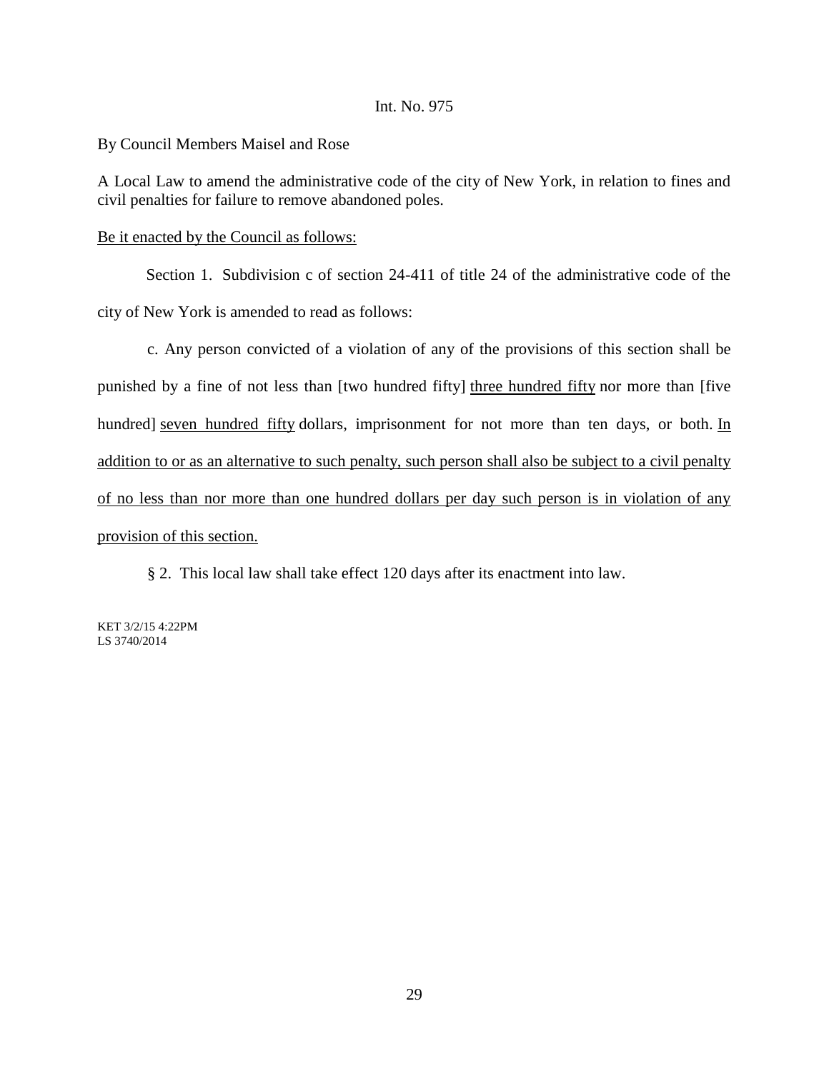Int. No. 975

By Council Members Maisel and Rose

A Local Law to amend the administrative code of the city of New York, in relation to fines and civil penalties for failure to remove abandoned poles.

<u>Be it enacted by the Council as follows:</u>

Section 1. Subdivision c of section 24-411 of title 24 of the administrative code of the city of New York is amended to read as follows:

c. Any person convicted of a violation of any of the provisions of this section shall be punished by a fine of not less than [two hundred fifty] <u>three hundred fifty</u> nor more than [five hundred] <u>seven hundred fifty</u> dollars, imprisonment for not more than ten days, or both. <u>In addition to or as an alternative to such penalty, such person shall also be subject to a civil penalty of no less than nor more than one hundred dollars per day such person is in violation of any provision of this section.</u>

§ 2. This local law shall take effect 120 days after its enactment into law.

KET 3/2/15 4:22PM
LS 3740/2014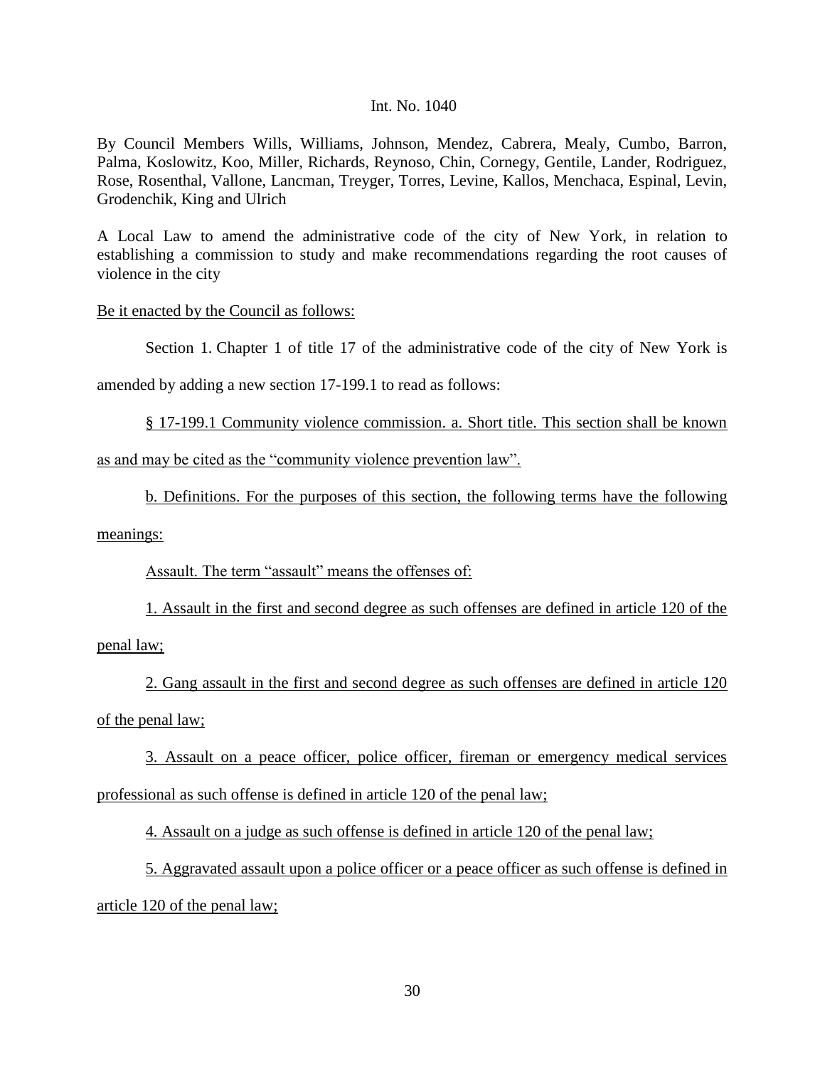Int. No. 1040

By Council Members Wills, Williams, Johnson, Mendez, Cabrera, Mealy, Cumbo, Barron, Palma, Koslowitz, Koo, Miller, Richards, Reynoso, Chin, Cornegy, Gentile, Lander, Rodriguez, Rose, Rosenthal, Vallone, Lancman, Treyger, Torres, Levine, Kallos, Menchaca, Espinal, Levin, Grodenchik, King and Ulrich

A Local Law to amend the administrative code of the city of New York, in relation to establishing a commission to study and make recommendations regarding the root causes of violence in the city

Be it enacted by the Council as follows:

Section 1. Chapter 1 of title 17 of the administrative code of the city of New York is amended by adding a new section 17-199.1 to read as follows:

§ 17-199.1 Community violence commission. a. Short title. This section shall be known as and may be cited as the "community violence prevention law".

b. Definitions. For the purposes of this section, the following terms have the following meanings:

Assault. The term "assault" means the offenses of:

1. Assault in the first and second degree as such offenses are defined in article 120 of the penal law;

2. Gang assault in the first and second degree as such offenses are defined in article 120 of the penal law;

3. Assault on a peace officer, police officer, fireman or emergency medical services professional as such offense is defined in article 120 of the penal law;

4. Assault on a judge as such offense is defined in article 120 of the penal law;

5. Aggravated assault upon a police officer or a peace officer as such offense is defined in article 120 of the penal law;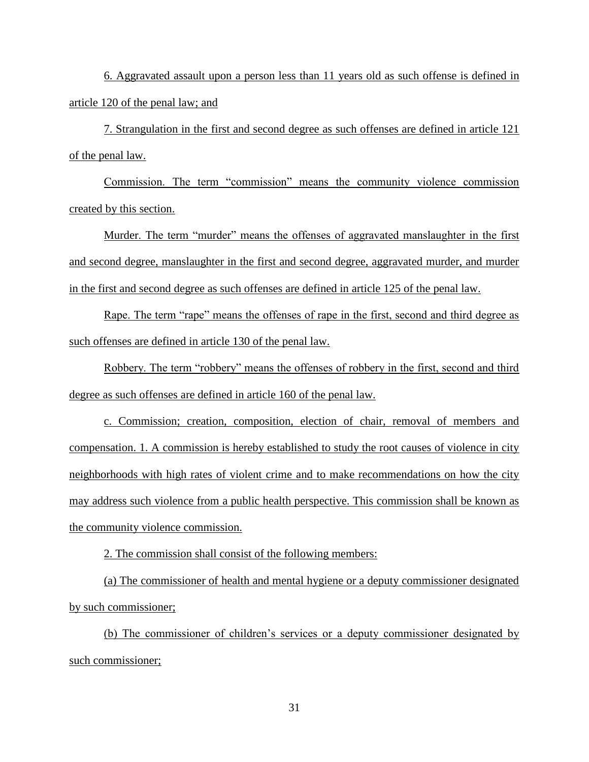6. Aggravated assault upon a person less than 11 years old as such offense is defined in article 120 of the penal law; and

7. Strangulation in the first and second degree as such offenses are defined in article 121 of the penal law.

Commission. The term "commission" means the community violence commission created by this section.

Murder. The term "murder" means the offenses of aggravated manslaughter in the first and second degree, manslaughter in the first and second degree, aggravated murder, and murder in the first and second degree as such offenses are defined in article 125 of the penal law.

Rape. The term "rape" means the offenses of rape in the first, second and third degree as such offenses are defined in article 130 of the penal law.

Robbery. The term "robbery" means the offenses of robbery in the first, second and third degree as such offenses are defined in article 160 of the penal law.

c. Commission; creation, composition, election of chair, removal of members and compensation. 1. A commission is hereby established to study the root causes of violence in city neighborhoods with high rates of violent crime and to make recommendations on how the city may address such violence from a public health perspective. This commission shall be known as the community violence commission.

2. The commission shall consist of the following members:

(a) The commissioner of health and mental hygiene or a deputy commissioner designated by such commissioner;

(b) The commissioner of children's services or a deputy commissioner designated by such commissioner;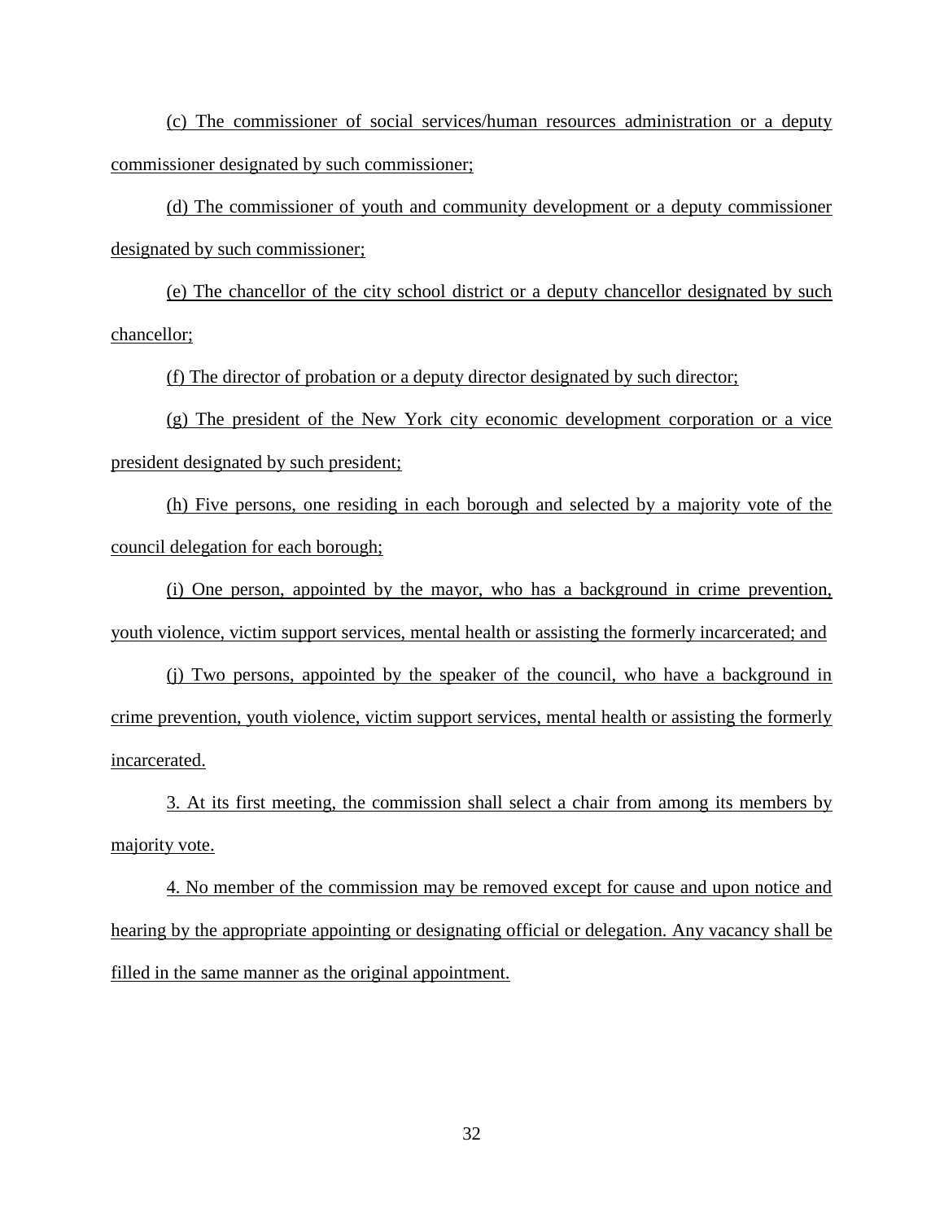(c) The commissioner of social services/human resources administration or a deputy commissioner designated by such commissioner;

(d) The commissioner of youth and community development or a deputy commissioner designated by such commissioner;

(e) The chancellor of the city school district or a deputy chancellor designated by such chancellor;

(f) The director of probation or a deputy director designated by such director;

(g) The president of the New York city economic development corporation or a vice president designated by such president;

(h) Five persons, one residing in each borough and selected by a majority vote of the council delegation for each borough;

(i) One person, appointed by the mayor, who has a background in crime prevention, youth violence, victim support services, mental health or assisting the formerly incarcerated; and

(j) Two persons, appointed by the speaker of the council, who have a background in crime prevention, youth violence, victim support services, mental health or assisting the formerly incarcerated.

3. At its first meeting, the commission shall select a chair from among its members by majority vote.

4. No member of the commission may be removed except for cause and upon notice and hearing by the appropriate appointing or designating official or delegation. Any vacancy shall be filled in the same manner as the original appointment.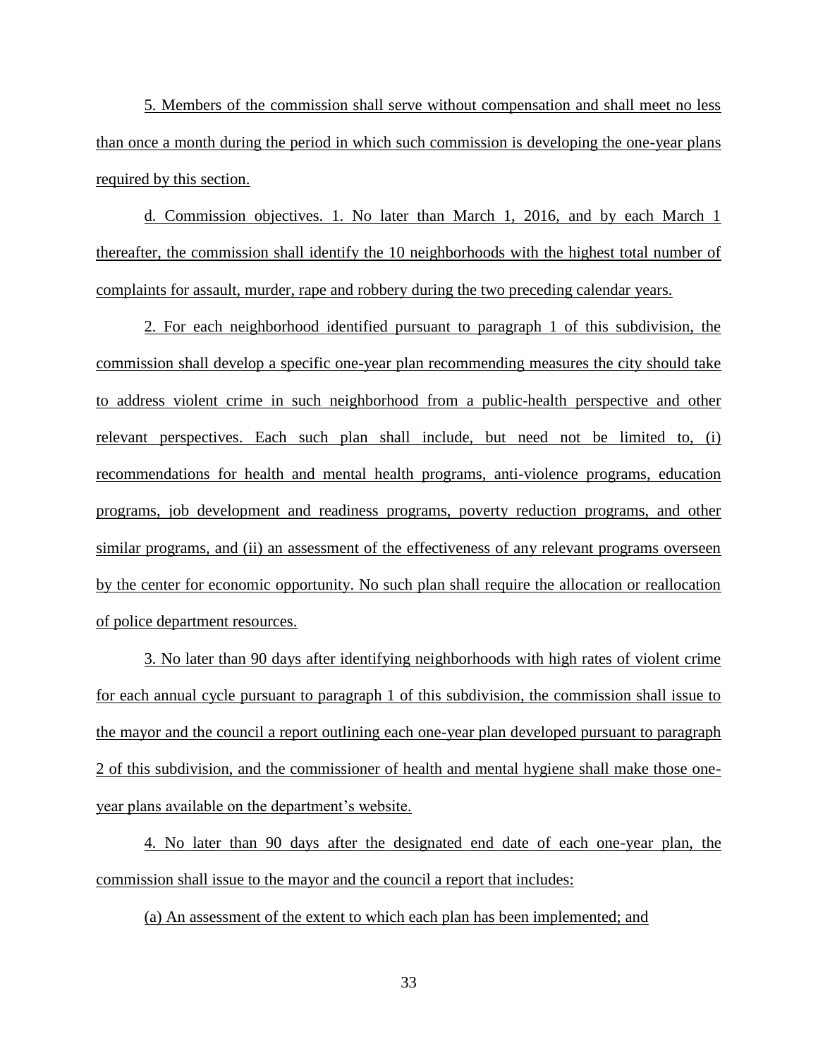5. Members of the commission shall serve without compensation and shall meet no less than once a month during the period in which such commission is developing the one-year plans required by this section.

d. Commission objectives. 1. No later than March 1, 2016, and by each March 1 thereafter, the commission shall identify the 10 neighborhoods with the highest total number of complaints for assault, murder, rape and robbery during the two preceding calendar years.

2. For each neighborhood identified pursuant to paragraph 1 of this subdivision, the commission shall develop a specific one-year plan recommending measures the city should take to address violent crime in such neighborhood from a public-health perspective and other relevant perspectives. Each such plan shall include, but need not be limited to, (i) recommendations for health and mental health programs, anti-violence programs, education programs, job development and readiness programs, poverty reduction programs, and other similar programs, and (ii) an assessment of the effectiveness of any relevant programs overseen by the center for economic opportunity. No such plan shall require the allocation or reallocation of police department resources.

3. No later than 90 days after identifying neighborhoods with high rates of violent crime for each annual cycle pursuant to paragraph 1 of this subdivision, the commission shall issue to the mayor and the council a report outlining each one-year plan developed pursuant to paragraph 2 of this subdivision, and the commissioner of health and mental hygiene shall make those one-year plans available on the department's website.

4. No later than 90 days after the designated end date of each one-year plan, the commission shall issue to the mayor and the council a report that includes:

(a) An assessment of the extent to which each plan has been implemented; and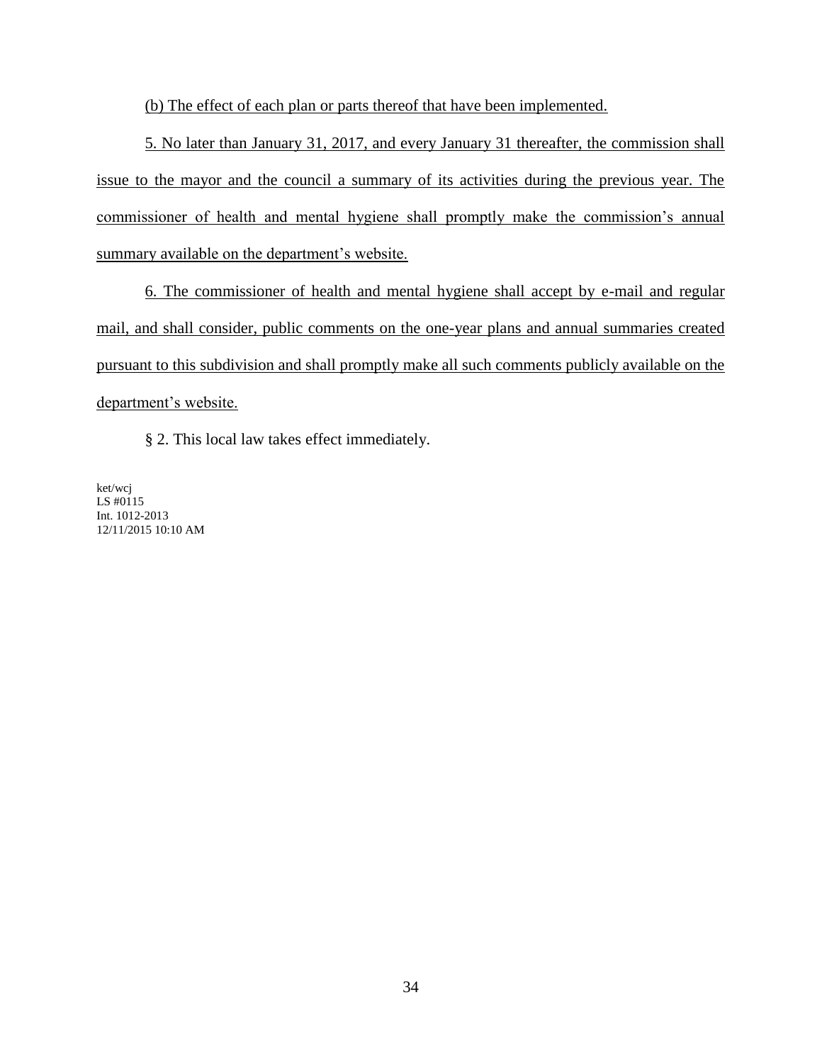(b) The effect of each plan or parts thereof that have been implemented.

5. No later than January 31, 2017, and every January 31 thereafter, the commission shall issue to the mayor and the council a summary of its activities during the previous year. The commissioner of health and mental hygiene shall promptly make the commission's annual summary available on the department's website.

6. The commissioner of health and mental hygiene shall accept by e-mail and regular mail, and shall consider, public comments on the one-year plans and annual summaries created pursuant to this subdivision and shall promptly make all such comments publicly available on the department's website.

§ 2. This local law takes effect immediately.

ket/wcj
LS #0115
Int. 1012-2013
12/11/2015 10:10 AM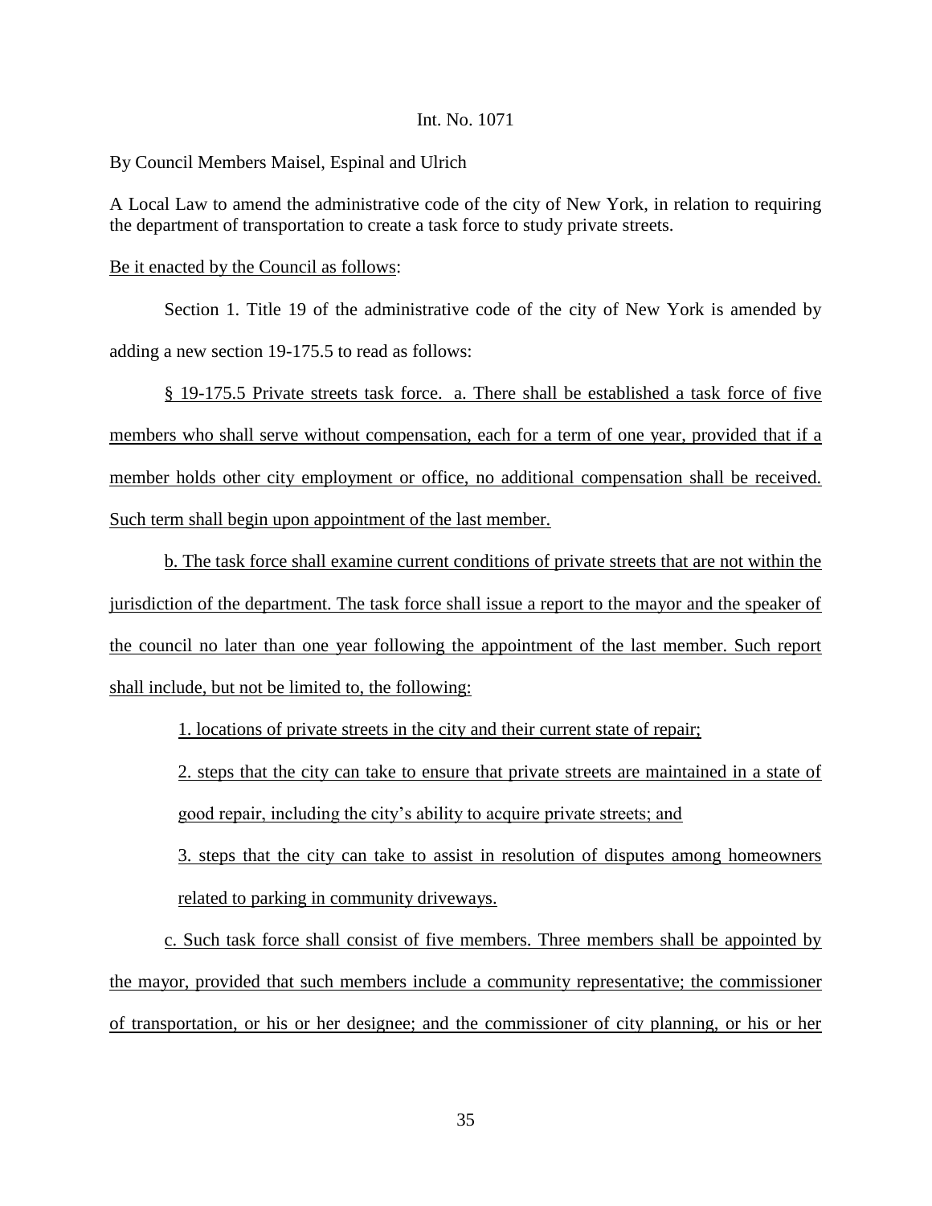Int. No. 1071

By Council Members Maisel, Espinal and Ulrich

A Local Law to amend the administrative code of the city of New York, in relation to requiring the department of transportation to create a task force to study private streets.

Be it enacted by the Council as follows:

Section 1. Title 19 of the administrative code of the city of New York is amended by adding a new section 19-175.5 to read as follows:

§ 19-175.5 Private streets task force. a. There shall be established a task force of five members who shall serve without compensation, each for a term of one year, provided that if a member holds other city employment or office, no additional compensation shall be received. Such term shall begin upon appointment of the last member.

b. The task force shall examine current conditions of private streets that are not within the jurisdiction of the department. The task force shall issue a report to the mayor and the speaker of the council no later than one year following the appointment of the last member. Such report shall include, but not be limited to, the following:

1. locations of private streets in the city and their current state of repair;

2. steps that the city can take to ensure that private streets are maintained in a state of good repair, including the city's ability to acquire private streets; and

3. steps that the city can take to assist in resolution of disputes among homeowners related to parking in community driveways.

c. Such task force shall consist of five members. Three members shall be appointed by the mayor, provided that such members include a community representative; the commissioner of transportation, or his or her designee; and the commissioner of city planning, or his or her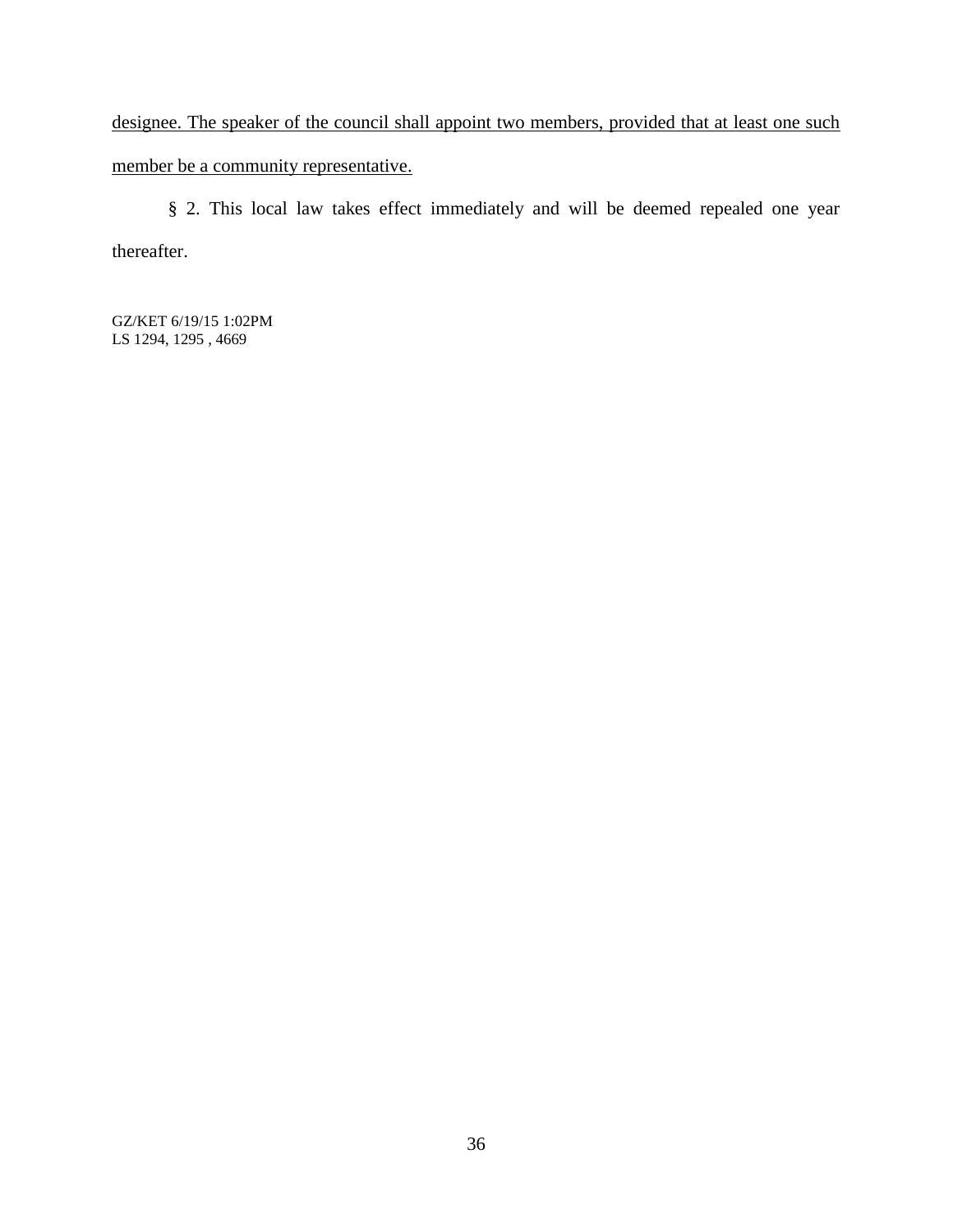<u>designee. The speaker of the council shall appoint two members, provided that at least one such member be a community representative.</u>

§ 2. This local law takes effect immediately and will be deemed repealed one year thereafter.

GZ/KET 6/19/15 1:02PM
LS 1294, 1295 , 4669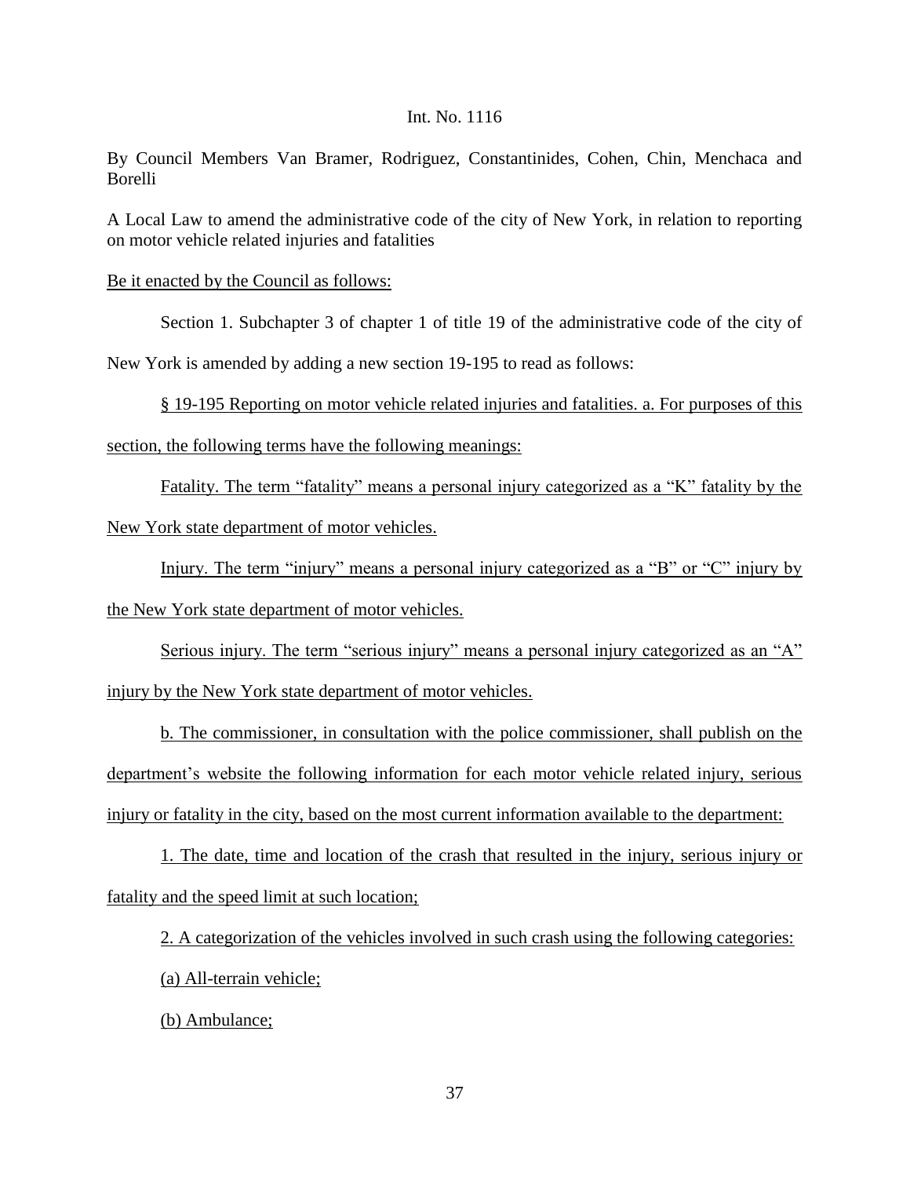Int. No. 1116

By Council Members Van Bramer, Rodriguez, Constantinides, Cohen, Chin, Menchaca and Borelli

A Local Law to amend the administrative code of the city of New York, in relation to reporting on motor vehicle related injuries and fatalities

Be it enacted by the Council as follows:

Section 1. Subchapter 3 of chapter 1 of title 19 of the administrative code of the city of New York is amended by adding a new section 19-195 to read as follows:

§ 19-195 Reporting on motor vehicle related injuries and fatalities. a. For purposes of this section, the following terms have the following meanings:

Fatality. The term "fatality" means a personal injury categorized as a "K" fatality by the New York state department of motor vehicles.

Injury. The term "injury" means a personal injury categorized as a "B" or "C" injury by the New York state department of motor vehicles.

Serious injury. The term "serious injury" means a personal injury categorized as an "A" injury by the New York state department of motor vehicles.

b. The commissioner, in consultation with the police commissioner, shall publish on the department's website the following information for each motor vehicle related injury, serious injury or fatality in the city, based on the most current information available to the department:

1. The date, time and location of the crash that resulted in the injury, serious injury or fatality and the speed limit at such location;

2. A categorization of the vehicles involved in such crash using the following categories:

(a) All-terrain vehicle;

(b) Ambulance;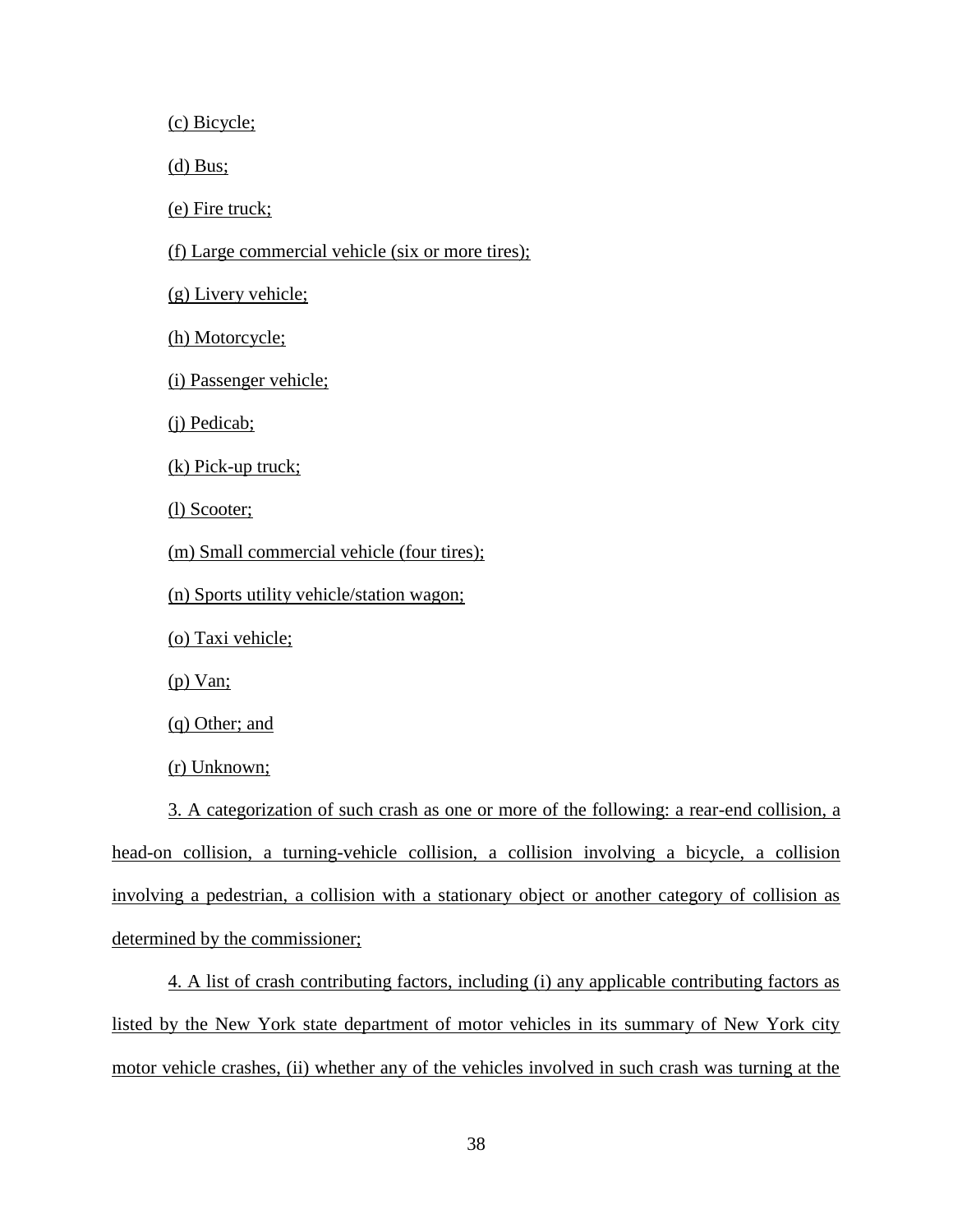(c) Bicycle;

(d) Bus;

(e) Fire truck;

(f) Large commercial vehicle (six or more tires);

(g) Livery vehicle;

(h) Motorcycle;

(i) Passenger vehicle;

(j) Pedicab;

(k) Pick-up truck;

(l) Scooter;

(m) Small commercial vehicle (four tires);

(n) Sports utility vehicle/station wagon;

(o) Taxi vehicle;

(p) Van;

(q) Other; and

(r) Unknown;

3. A categorization of such crash as one or more of the following: a rear-end collision, a head-on collision, a turning-vehicle collision, a collision involving a bicycle, a collision involving a pedestrian, a collision with a stationary object or another category of collision as determined by the commissioner;

4. A list of crash contributing factors, including (i) any applicable contributing factors as listed by the New York state department of motor vehicles in its summary of New York city motor vehicle crashes, (ii) whether any of the vehicles involved in such crash was turning at the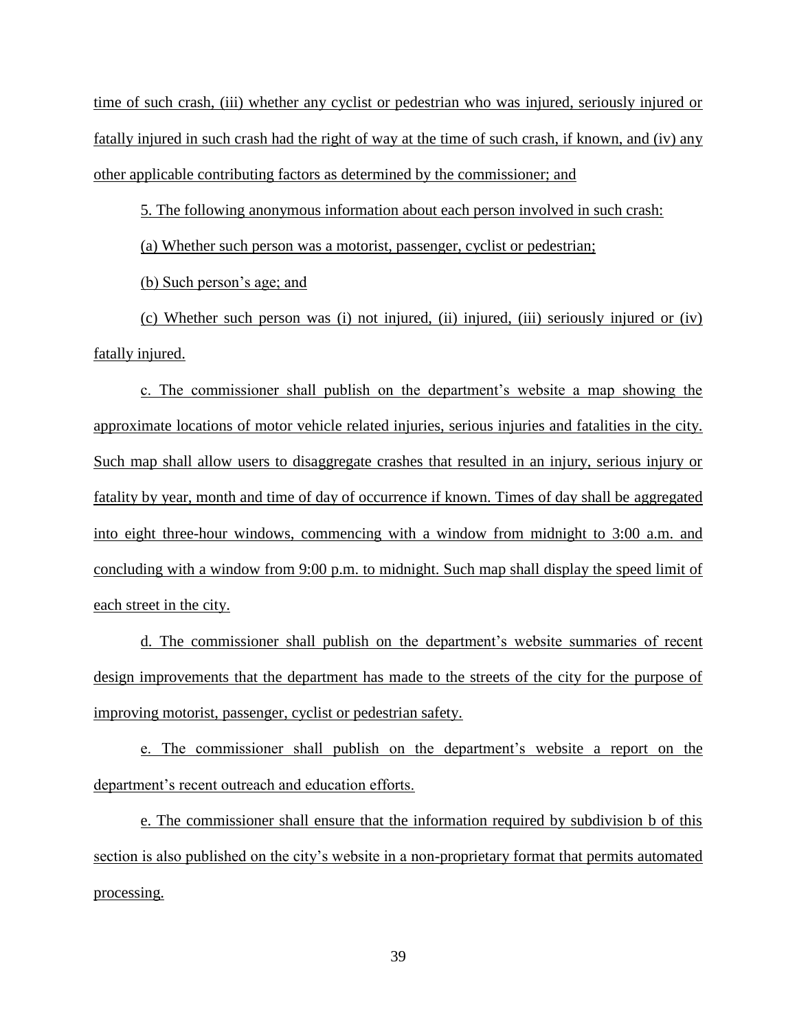time of such crash, (iii) whether any cyclist or pedestrian who was injured, seriously injured or fatally injured in such crash had the right of way at the time of such crash, if known, and (iv) any other applicable contributing factors as determined by the commissioner; and

5. The following anonymous information about each person involved in such crash:

(a) Whether such person was a motorist, passenger, cyclist or pedestrian;

(b) Such person's age; and

(c) Whether such person was (i) not injured, (ii) injured, (iii) seriously injured or (iv) fatally injured.

c. The commissioner shall publish on the department's website a map showing the approximate locations of motor vehicle related injuries, serious injuries and fatalities in the city. Such map shall allow users to disaggregate crashes that resulted in an injury, serious injury or fatality by year, month and time of day of occurrence if known. Times of day shall be aggregated into eight three-hour windows, commencing with a window from midnight to 3:00 a.m. and concluding with a window from 9:00 p.m. to midnight. Such map shall display the speed limit of each street in the city.

d. The commissioner shall publish on the department's website summaries of recent design improvements that the department has made to the streets of the city for the purpose of improving motorist, passenger, cyclist or pedestrian safety.

e. The commissioner shall publish on the department's website a report on the department's recent outreach and education efforts.

e. The commissioner shall ensure that the information required by subdivision b of this section is also published on the city's website in a non-proprietary format that permits automated processing.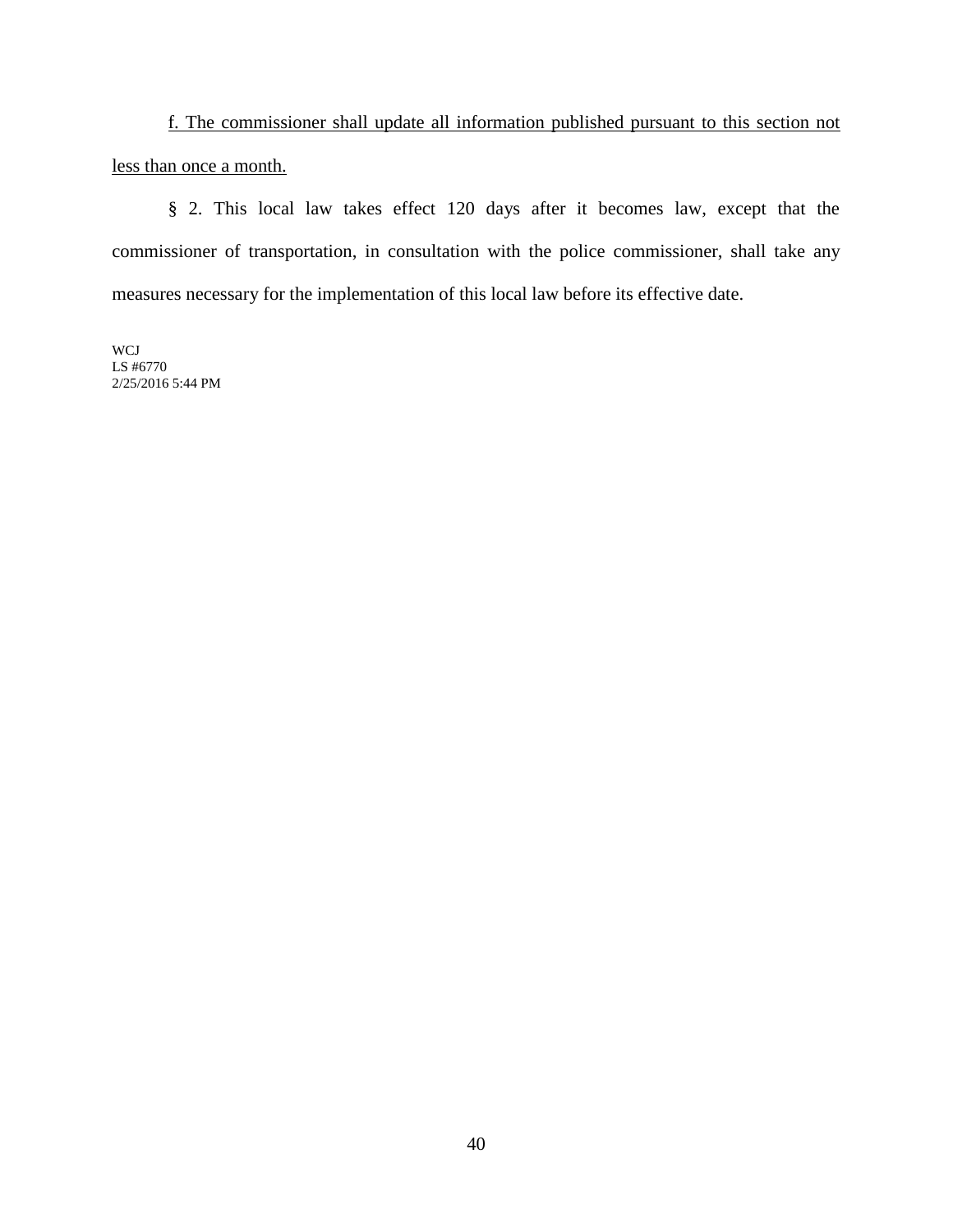f. The commissioner shall update all information published pursuant to this section not less than once a month.

§ 2. This local law takes effect 120 days after it becomes law, except that the commissioner of transportation, in consultation with the police commissioner, shall take any measures necessary for the implementation of this local law before its effective date.

WCJ
LS #6770
2/25/2016 5:44 PM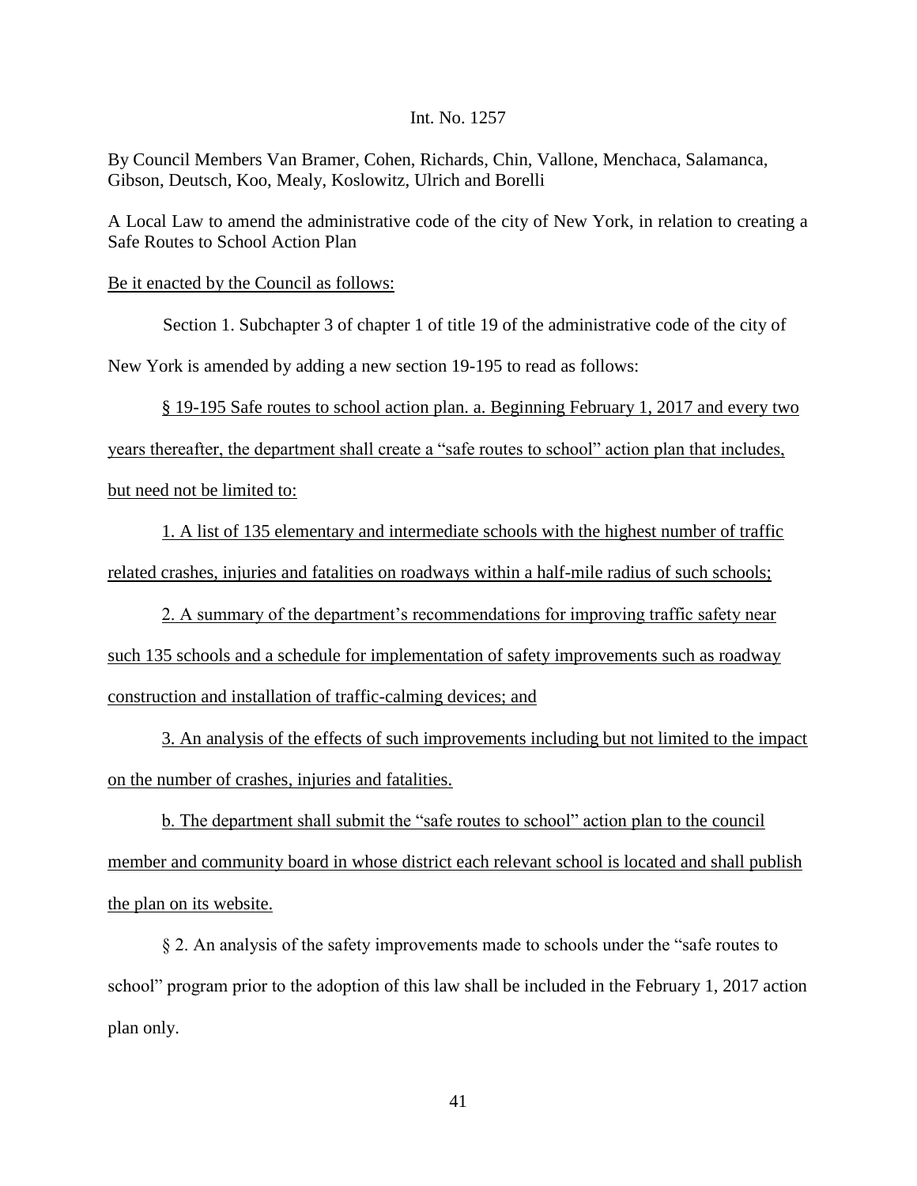Int. No. 1257

By Council Members Van Bramer, Cohen, Richards, Chin, Vallone, Menchaca, Salamanca, Gibson, Deutsch, Koo, Mealy, Koslowitz, Ulrich and Borelli

A Local Law to amend the administrative code of the city of New York, in relation to creating a Safe Routes to School Action Plan

Be it enacted by the Council as follows:

Section 1. Subchapter 3 of chapter 1 of title 19 of the administrative code of the city of New York is amended by adding a new section 19-195 to read as follows:

§ 19-195 Safe routes to school action plan. a. Beginning February 1, 2017 and every two years thereafter, the department shall create a "safe routes to school" action plan that includes, but need not be limited to:

1. A list of 135 elementary and intermediate schools with the highest number of traffic related crashes, injuries and fatalities on roadways within a half-mile radius of such schools;

2. A summary of the department's recommendations for improving traffic safety near such 135 schools and a schedule for implementation of safety improvements such as roadway construction and installation of traffic-calming devices; and

3. An analysis of the effects of such improvements including but not limited to the impact on the number of crashes, injuries and fatalities.

b. The department shall submit the "safe routes to school" action plan to the council member and community board in whose district each relevant school is located and shall publish the plan on its website.

§ 2. An analysis of the safety improvements made to schools under the "safe routes to school" program prior to the adoption of this law shall be included in the February 1, 2017 action plan only.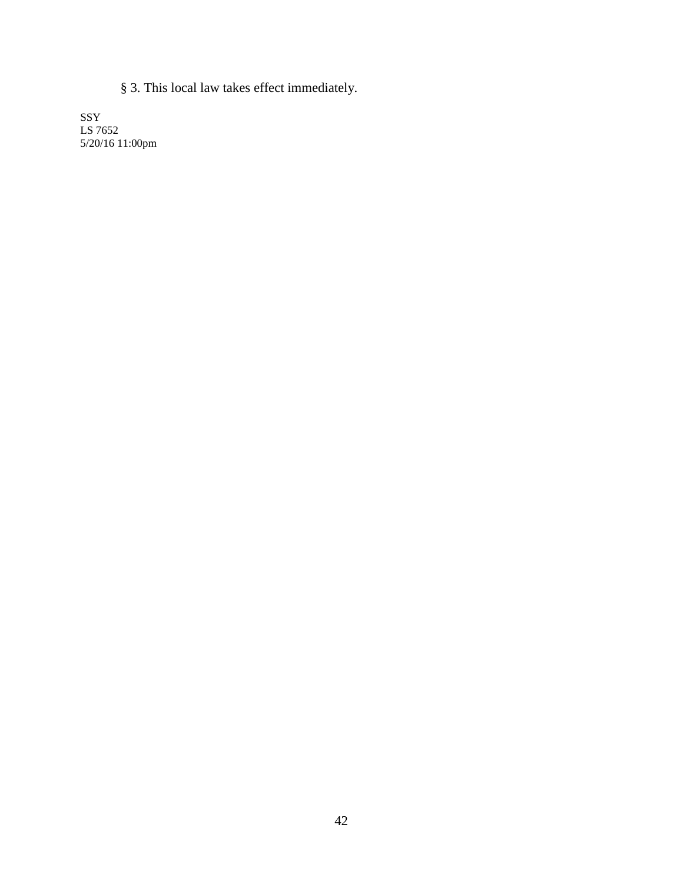§ 3. This local law takes effect immediately.

SSY
LS 7652
5/20/16 11:00pm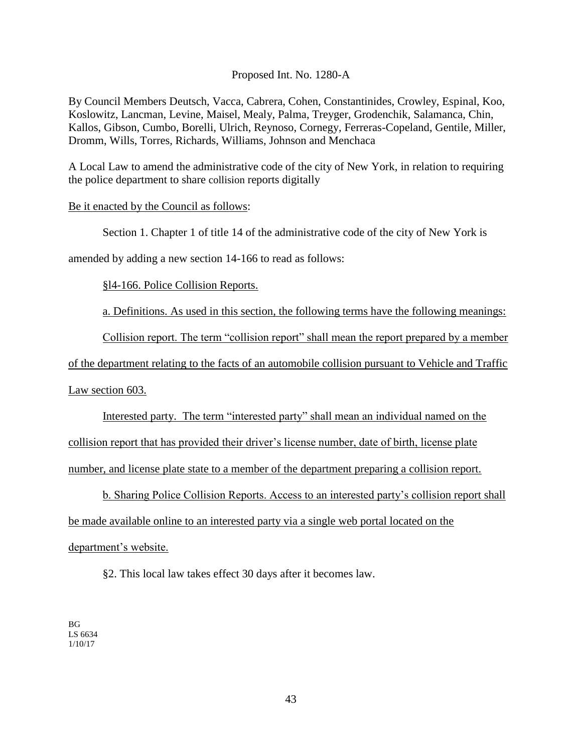Proposed Int. No. 1280-A

By Council Members Deutsch, Vacca, Cabrera, Cohen, Constantinides, Crowley, Espinal, Koo, Koslowitz, Lancman, Levine, Maisel, Mealy, Palma, Treyger, Grodenchik, Salamanca, Chin, Kallos, Gibson, Cumbo, Borelli, Ulrich, Reynoso, Cornegy, Ferreras-Copeland, Gentile, Miller, Dromm, Wills, Torres, Richards, Williams, Johnson and Menchaca

A Local Law to amend the administrative code of the city of New York, in relation to requiring the police department to share collision reports digitally

Be it enacted by the Council as follows:

Section 1. Chapter 1 of title 14 of the administrative code of the city of New York is amended by adding a new section 14-166 to read as follows:

§l4-166. Police Collision Reports.

a. Definitions. As used in this section, the following terms have the following meanings:

Collision report. The term "collision report" shall mean the report prepared by a member of the department relating to the facts of an automobile collision pursuant to Vehicle and Traffic Law section 603.

Interested party. The term "interested party" shall mean an individual named on the collision report that has provided their driver's license number, date of birth, license plate number, and license plate state to a member of the department preparing a collision report.

b. Sharing Police Collision Reports. Access to an interested party's collision report shall be made available online to an interested party via a single web portal located on the department's website.

§2. This local law takes effect 30 days after it becomes law.

BG
LS 6634
1/10/17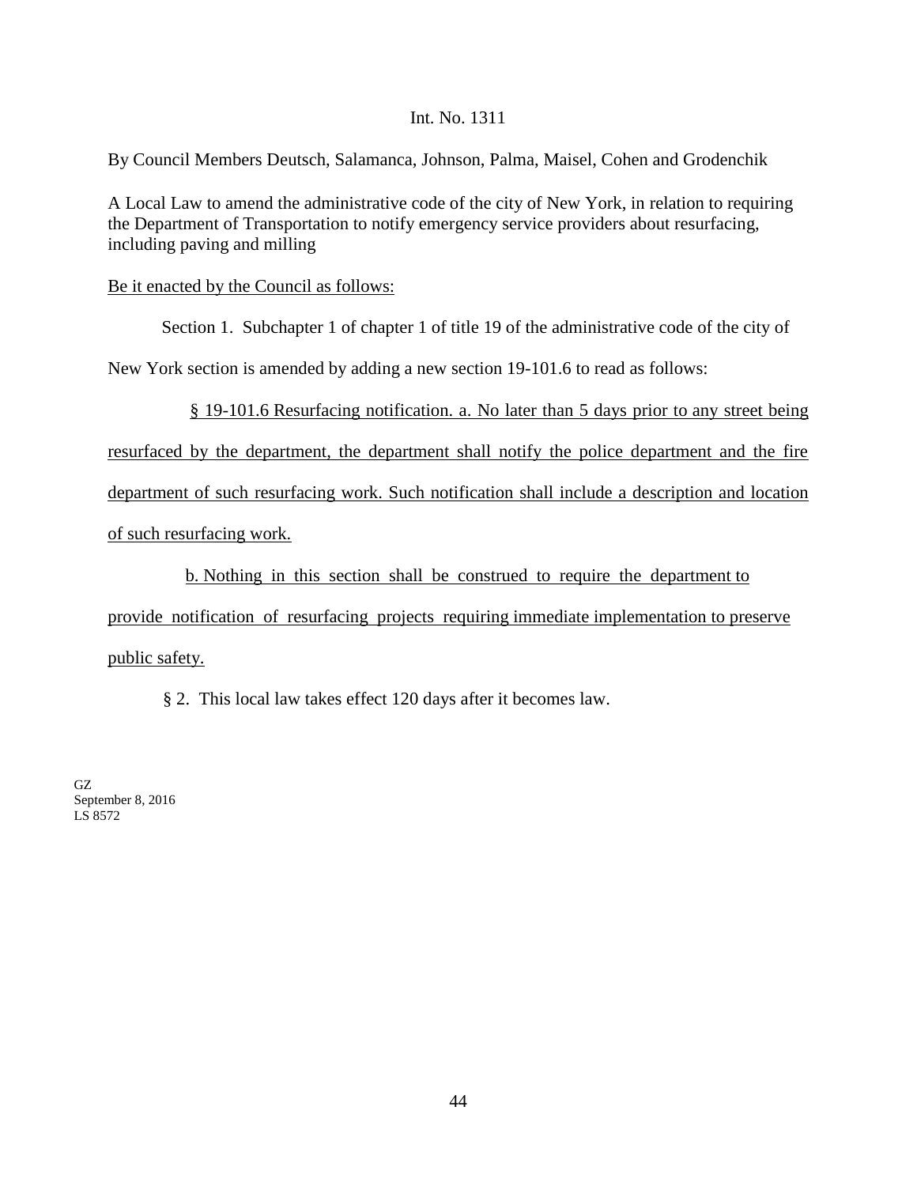Int. No. 1311

By Council Members Deutsch, Salamanca, Johnson, Palma, Maisel, Cohen and Grodenchik

A Local Law to amend the administrative code of the city of New York, in relation to requiring the Department of Transportation to notify emergency service providers about resurfacing, including paving and milling

Be it enacted by the Council as follows:

Section 1. Subchapter 1 of chapter 1 of title 19 of the administrative code of the city of New York section is amended by adding a new section 19-101.6 to read as follows:

§ 19-101.6 Resurfacing notification. a. No later than 5 days prior to any street being resurfaced by the department, the department shall notify the police department and the fire department of such resurfacing work. Such notification shall include a description and location of such resurfacing work.

b. Nothing in this section shall be construed to require the department to provide notification of resurfacing projects requiring immediate implementation to preserve public safety.

§ 2. This local law takes effect 120 days after it becomes law.

GZ
September 8, 2016
LS 8572